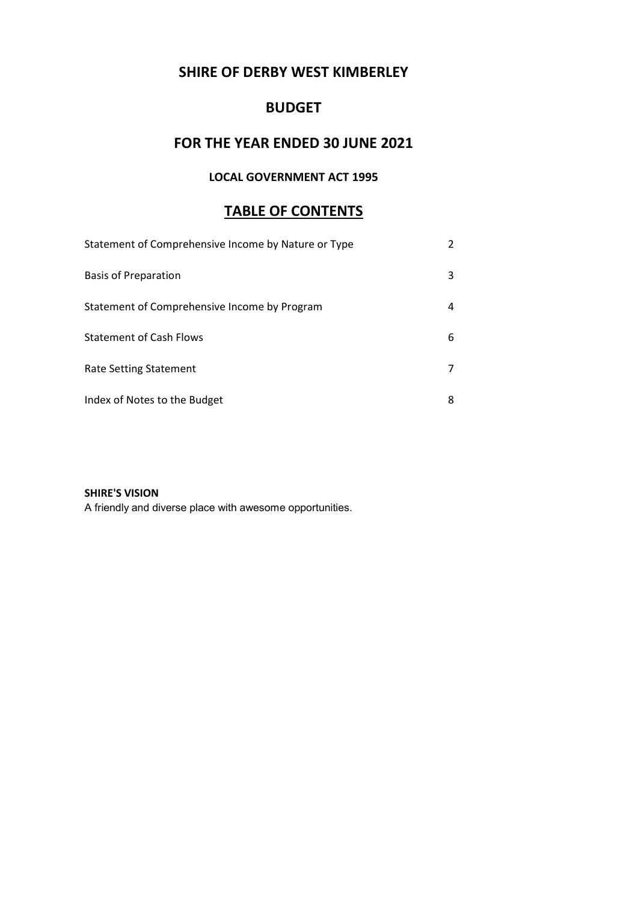# SHIRE OF DERBY WEST KIMBERLEY

## BUDGET

## FOR THE YEAR ENDED 30 JUNE 2021

### LOCAL GOVERNMENT ACT 1995

## TABLE OF CONTENTS

| | |
|---|---|
| Statement of Comprehensive Income by Nature or Type | 2 |
| Basis of Preparation | 3 |
| Statement of Comprehensive Income by Program | 4 |
| Statement of Cash Flows | 6 |
| Rate Setting Statement | 7 |
| Index of Notes to the Budget | 8 |

**SHIRE'S VISION**

A friendly and diverse place with awesome opportunities.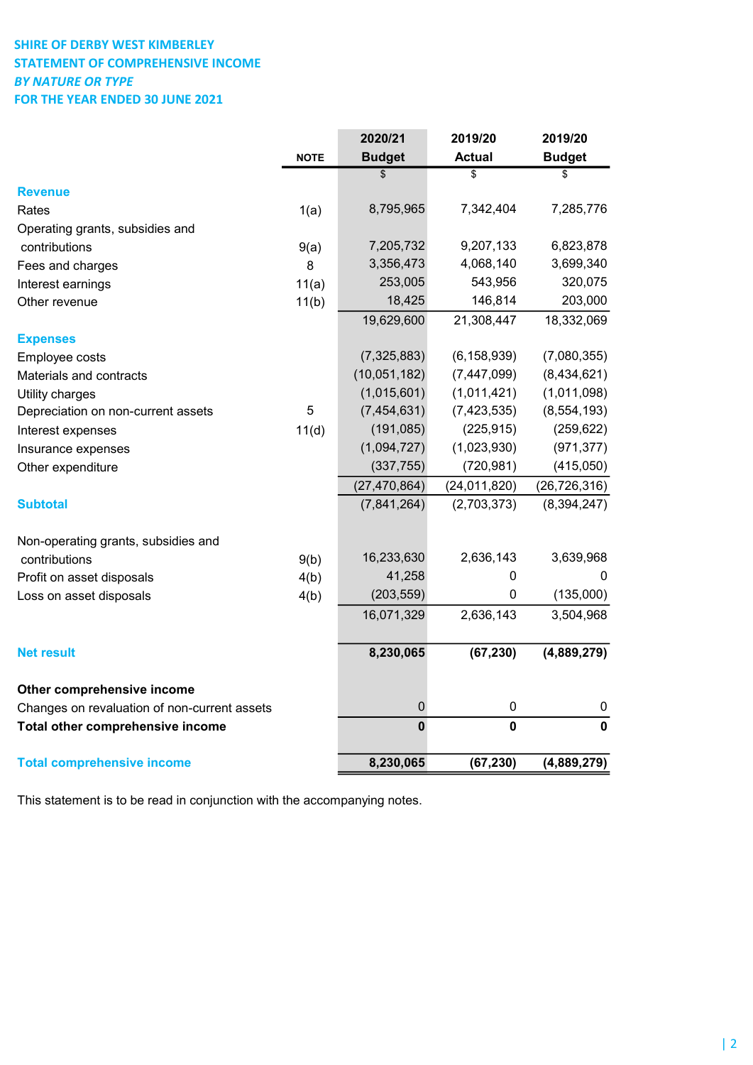# SHIRE OF DERBY WEST KIMBERLEY
## STATEMENT OF COMPREHENSIVE INCOME
### *BY NATURE OR TYPE*
### FOR THE YEAR ENDED 30 JUNE 2021

| | NOTE | 2020/21 Budget | 2019/20 Actual | 2019/20 Budget |
|---|---|---|---|---|
| | | $ | $ | $ |
| **Revenue** | | | | |
| Rates | 1(a) | 8,795,965 | 7,342,404 | 7,285,776 |
| Operating grants, subsidies and contributions | 9(a) | 7,205,732 | 9,207,133 | 6,823,878 |
| Fees and charges | 8 | 3,356,473 | 4,068,140 | 3,699,340 |
| Interest earnings | 11(a) | 253,005 | 543,956 | 320,075 |
| Other revenue | 11(b) | 18,425 | 146,814 | 203,000 |
| | | 19,629,600 | 21,308,447 | 18,332,069 |
| **Expenses** | | | | |
| Employee costs | | (7,325,883) | (6,158,939) | (7,080,355) |
| Materials and contracts | | (10,051,182) | (7,447,099) | (8,434,621) |
| Utility charges | | (1,015,601) | (1,011,421) | (1,011,098) |
| Depreciation on non-current assets | 5 | (7,454,631) | (7,423,535) | (8,554,193) |
| Interest expenses | 11(d) | (191,085) | (225,915) | (259,622) |
| Insurance expenses | | (1,094,727) | (1,023,930) | (971,377) |
| Other expenditure | | (337,755) | (720,981) | (415,050) |
| | | (27,470,864) | (24,011,820) | (26,726,316) |
| **Subtotal** | | (7,841,264) | (2,703,373) | (8,394,247) |
| | | | | |
| Non-operating grants, subsidies and contributions | 9(b) | 16,233,630 | 2,636,143 | 3,639,968 |
| Profit on asset disposals | 4(b) | 41,258 | 0 | 0 |
| Loss on asset disposals | 4(b) | (203,559) | 0 | (135,000) |
| | | 16,071,329 | 2,636,143 | 3,504,968 |
| | | | | |
| **Net result** | | **8,230,065** | **(67,230)** | **(4,889,279)** |
| | | | | |
| **Other comprehensive income** | | | | |
| Changes on revaluation of non-current assets | | 0 | 0 | 0 |
| **Total other comprehensive income** | | **0** | **0** | **0** |
| | | | | |
| **Total comprehensive income** | | **8,230,065** | **(67,230)** | **(4,889,279)** |

This statement is to be read in conjunction with the accompanying notes.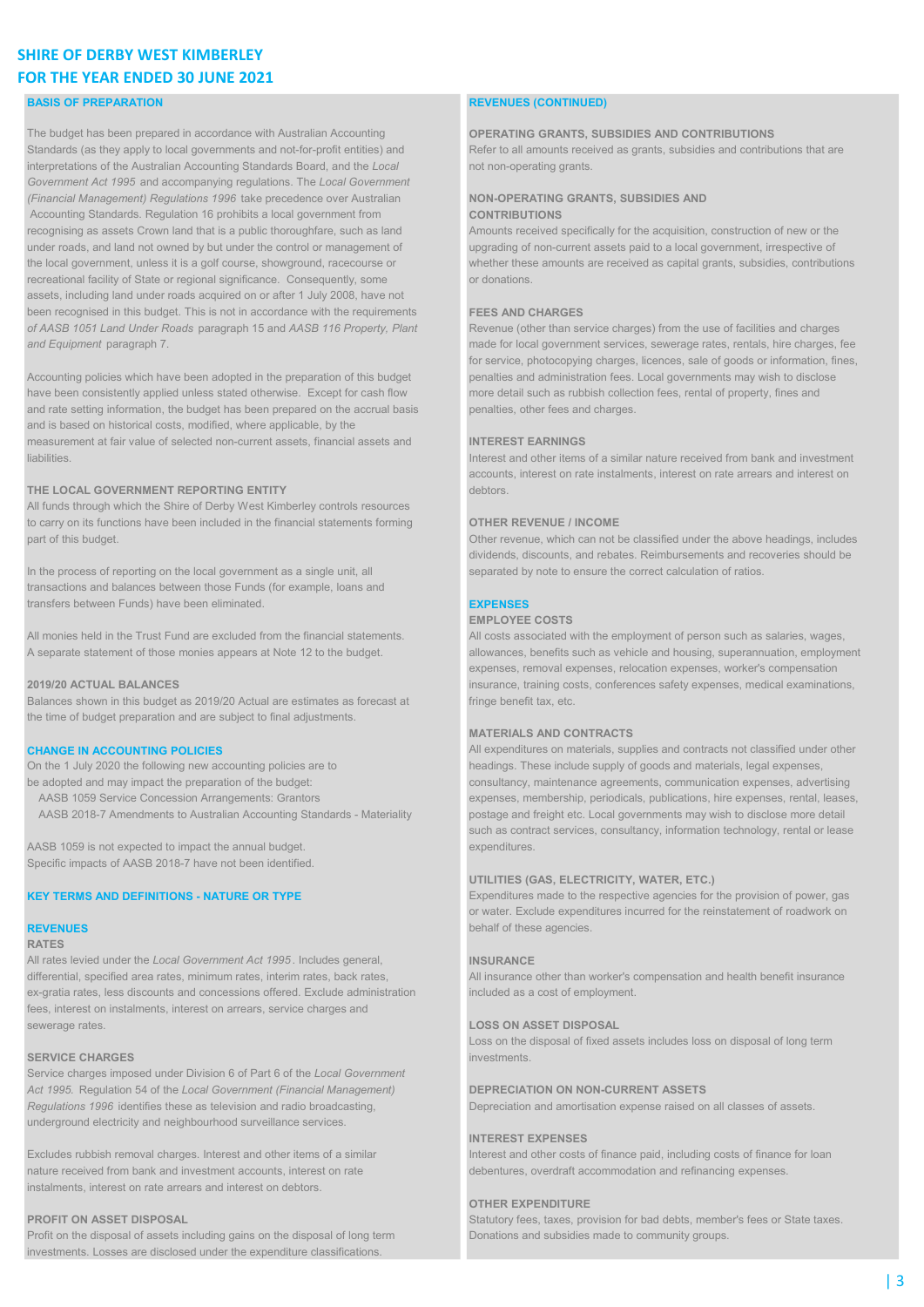**SHIRE OF DERBY WEST KIMBERLEY**
**FOR THE YEAR ENDED 30 JUNE 2021**

## BASIS OF PREPARATION

The budget has been prepared in accordance with Australian Accounting Standards (as they apply to local governments and not-for-profit entities) and interpretations of the Australian Accounting Standards Board, and the *Local Government Act 1995* and accompanying regulations. The *Local Government (Financial Management) Regulations 1996* take precedence over Australian Accounting Standards. Regulation 16 prohibits a local government from recognising as assets Crown land that is a public thoroughfare, such as land under roads, and land not owned by but under the control or management of the local government, unless it is a golf course, showground, racecourse or recreational facility of State or regional significance. Consequently, some assets, including land under roads acquired on or after 1 July 2008, have not been recognised in this budget. This is not in accordance with the requirements *of AASB 1051 Land Under Roads* paragraph 15 and *AASB 116 Property, Plant and Equipment* paragraph 7.

Accounting policies which have been adopted in the preparation of this budget have been consistently applied unless stated otherwise. Except for cash flow and rate setting information, the budget has been prepared on the accrual basis and is based on historical costs, modified, where applicable, by the measurement at fair value of selected non-current assets, financial assets and liabilities.

### THE LOCAL GOVERNMENT REPORTING ENTITY

All funds through which the Shire of Derby West Kimberley controls resources to carry on its functions have been included in the financial statements forming part of this budget.

In the process of reporting on the local government as a single unit, all transactions and balances between those Funds (for example, loans and transfers between Funds) have been eliminated.

All monies held in the Trust Fund are excluded from the financial statements. A separate statement of those monies appears at Note 12 to the budget.

### 2019/20 ACTUAL BALANCES

Balances shown in this budget as 2019/20 Actual are estimates as forecast at the time of budget preparation and are subject to final adjustments.

## CHANGE IN ACCOUNTING POLICIES

On the 1 July 2020 the following new accounting policies are to be adopted and may impact the preparation of the budget:

- AASB 1059 Service Concession Arrangements: Grantors
- AASB 2018-7 Amendments to Australian Accounting Standards - Materiality

AASB 1059 is not expected to impact the annual budget.
Specific impacts of AASB 2018-7 have not been identified.

## KEY TERMS AND DEFINITIONS - NATURE OR TYPE

## REVENUES

### RATES

All rates levied under the *Local Government Act 1995*. Includes general, differential, specified area rates, minimum rates, interim rates, back rates, ex-gratia rates, less discounts and concessions offered. Exclude administration fees, interest on instalments, interest on arrears, service charges and sewerage rates.

### SERVICE CHARGES

Service charges imposed under Division 6 of Part 6 of the *Local Government Act 1995.* Regulation 54 of the *Local Government (Financial Management) Regulations 1996* identifies these as television and radio broadcasting, underground electricity and neighbourhood surveillance services.

Excludes rubbish removal charges. Interest and other items of a similar nature received from bank and investment accounts, interest on rate instalments, interest on rate arrears and interest on debtors.

### PROFIT ON ASSET DISPOSAL

Profit on the disposal of assets including gains on the disposal of long term investments. Losses are disclosed under the expenditure classifications.

## REVENUES (CONTINUED)

### OPERATING GRANTS, SUBSIDIES AND CONTRIBUTIONS

Refer to all amounts received as grants, subsidies and contributions that are not non-operating grants.

### NON-OPERATING GRANTS, SUBSIDIES AND CONTRIBUTIONS

Amounts received specifically for the acquisition, construction of new or the upgrading of non-current assets paid to a local government, irrespective of whether these amounts are received as capital grants, subsidies, contributions or donations.

### FEES AND CHARGES

Revenue (other than service charges) from the use of facilities and charges made for local government services, sewerage rates, rentals, hire charges, fee for service, photocopying charges, licences, sale of goods or information, fines, penalties and administration fees. Local governments may wish to disclose more detail such as rubbish collection fees, rental of property, fines and penalties, other fees and charges.

### INTEREST EARNINGS

Interest and other items of a similar nature received from bank and investment accounts, interest on rate instalments, interest on rate arrears and interest on debtors.

### OTHER REVENUE / INCOME

Other revenue, which can not be classified under the above headings, includes dividends, discounts, and rebates. Reimbursements and recoveries should be separated by note to ensure the correct calculation of ratios.

## EXPENSES

### EMPLOYEE COSTS

All costs associated with the employment of person such as salaries, wages, allowances, benefits such as vehicle and housing, superannuation, employment expenses, removal expenses, relocation expenses, worker's compensation insurance, training costs, conferences safety expenses, medical examinations, fringe benefit tax, etc.

### MATERIALS AND CONTRACTS

All expenditures on materials, supplies and contracts not classified under other headings. These include supply of goods and materials, legal expenses, consultancy, maintenance agreements, communication expenses, advertising expenses, membership, periodicals, publications, hire expenses, rental, leases, postage and freight etc. Local governments may wish to disclose more detail such as contract services, consultancy, information technology, rental or lease expenditures.

### UTILITIES (GAS, ELECTRICITY, WATER, ETC.)

Expenditures made to the respective agencies for the provision of power, gas or water. Exclude expenditures incurred for the reinstatement of roadwork on behalf of these agencies.

### INSURANCE

All insurance other than worker's compensation and health benefit insurance included as a cost of employment.

### LOSS ON ASSET DISPOSAL

Loss on the disposal of fixed assets includes loss on disposal of long term investments.

### DEPRECIATION ON NON-CURRENT ASSETS

Depreciation and amortisation expense raised on all classes of assets.

### INTEREST EXPENSES

Interest and other costs of finance paid, including costs of finance for loan debentures, overdraft accommodation and refinancing expenses.

### OTHER EXPENDITURE

Statutory fees, taxes, provision for bad debts, member's fees or State taxes. Donations and subsidies made to community groups.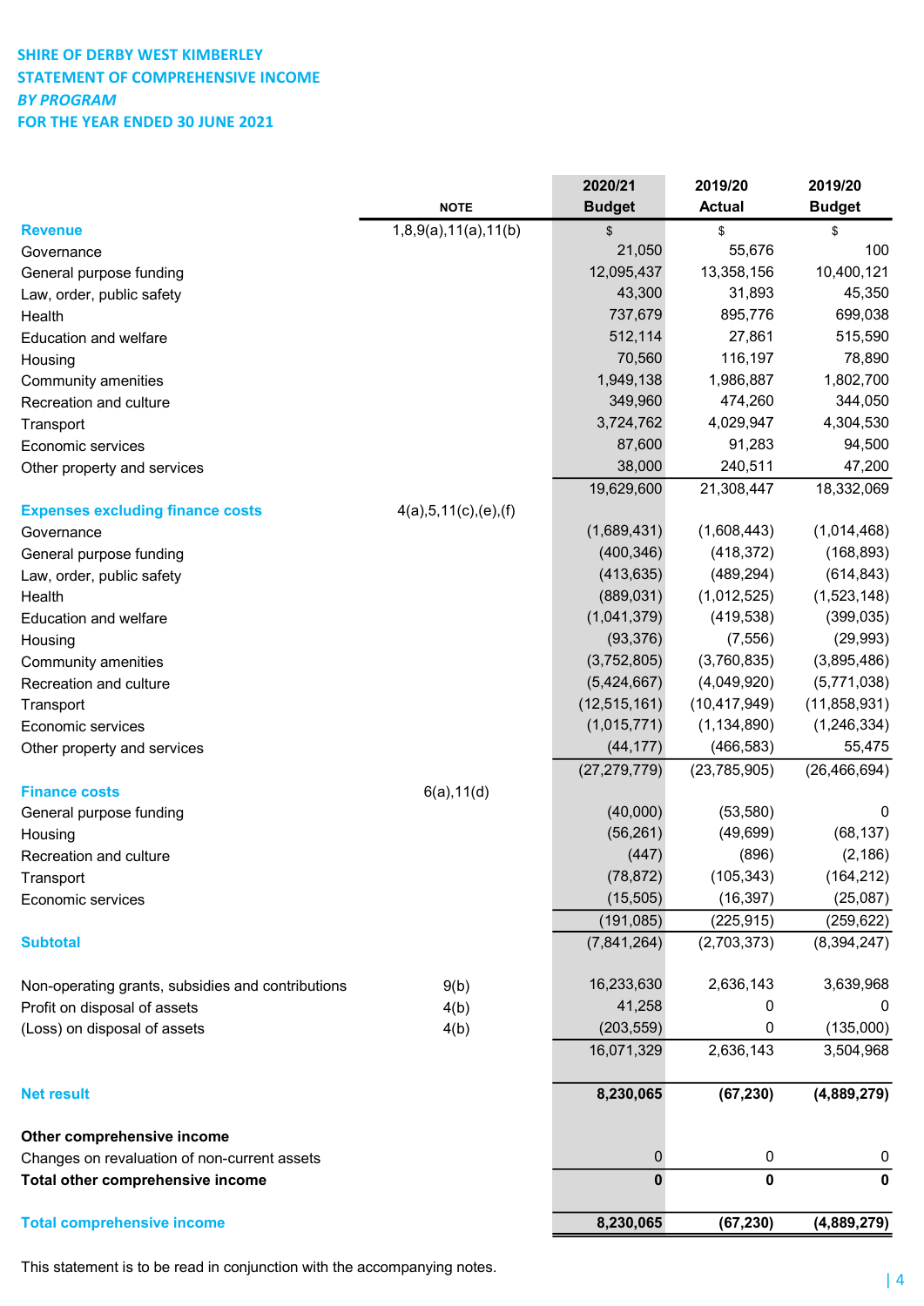# SHIRE OF DERBY WEST KIMBERLEY
# STATEMENT OF COMPREHENSIVE INCOME
## *BY PROGRAM*
## FOR THE YEAR ENDED 30 JUNE 2021

| | NOTE | 2020/21 Budget | 2019/20 Actual | 2019/20 Budget |
|---|---|---|---|---|
| **Revenue** | 1,8,9(a),11(a),11(b) | $ | $ | $ |
| Governance | | 21,050 | 55,676 | 100 |
| General purpose funding | | 12,095,437 | 13,358,156 | 10,400,121 |
| Law, order, public safety | | 43,300 | 31,893 | 45,350 |
| Health | | 737,679 | 895,776 | 699,038 |
| Education and welfare | | 512,114 | 27,861 | 515,590 |
| Housing | | 70,560 | 116,197 | 78,890 |
| Community amenities | | 1,949,138 | 1,986,887 | 1,802,700 |
| Recreation and culture | | 349,960 | 474,260 | 344,050 |
| Transport | | 3,724,762 | 4,029,947 | 4,304,530 |
| Economic services | | 87,600 | 91,283 | 94,500 |
| Other property and services | | 38,000 | 240,511 | 47,200 |
| | | 19,629,600 | 21,308,447 | 18,332,069 |
| **Expenses excluding finance costs** | 4(a),5,11(c),(e),(f) | | | |
| Governance | | (1,689,431) | (1,608,443) | (1,014,468) |
| General purpose funding | | (400,346) | (418,372) | (168,893) |
| Law, order, public safety | | (413,635) | (489,294) | (614,843) |
| Health | | (889,031) | (1,012,525) | (1,523,148) |
| Education and welfare | | (1,041,379) | (419,538) | (399,035) |
| Housing | | (93,376) | (7,556) | (29,993) |
| Community amenities | | (3,752,805) | (3,760,835) | (3,895,486) |
| Recreation and culture | | (5,424,667) | (4,049,920) | (5,771,038) |
| Transport | | (12,515,161) | (10,417,949) | (11,858,931) |
| Economic services | | (1,015,771) | (1,134,890) | (1,246,334) |
| Other property and services | | (44,177) | (466,583) | 55,475 |
| | | (27,279,779) | (23,785,905) | (26,466,694) |
| **Finance costs** | 6(a),11(d) | | | |
| General purpose funding | | (40,000) | (53,580) | 0 |
| Housing | | (56,261) | (49,699) | (68,137) |
| Recreation and culture | | (447) | (896) | (2,186) |
| Transport | | (78,872) | (105,343) | (164,212) |
| Economic services | | (15,505) | (16,397) | (25,087) |
| | | (191,085) | (225,915) | (259,622) |
| **Subtotal** | | (7,841,264) | (2,703,373) | (8,394,247) |
| Non-operating grants, subsidies and contributions | 9(b) | 16,233,630 | 2,636,143 | 3,639,968 |
| Profit on disposal of assets | 4(b) | 41,258 | 0 | 0 |
| (Loss) on disposal of assets | 4(b) | (203,559) | 0 | (135,000) |
| | | 16,071,329 | 2,636,143 | 3,504,968 |
| **Net result** | | **8,230,065** | **(67,230)** | **(4,889,279)** |
| **Other comprehensive income** | | | | |
| Changes on revaluation of non-current assets | | 0 | 0 | 0 |
| **Total other comprehensive income** | | **0** | **0** | **0** |
| **Total comprehensive income** | | **8,230,065** | **(67,230)** | **(4,889,279)** |

This statement is to be read in conjunction with the accompanying notes.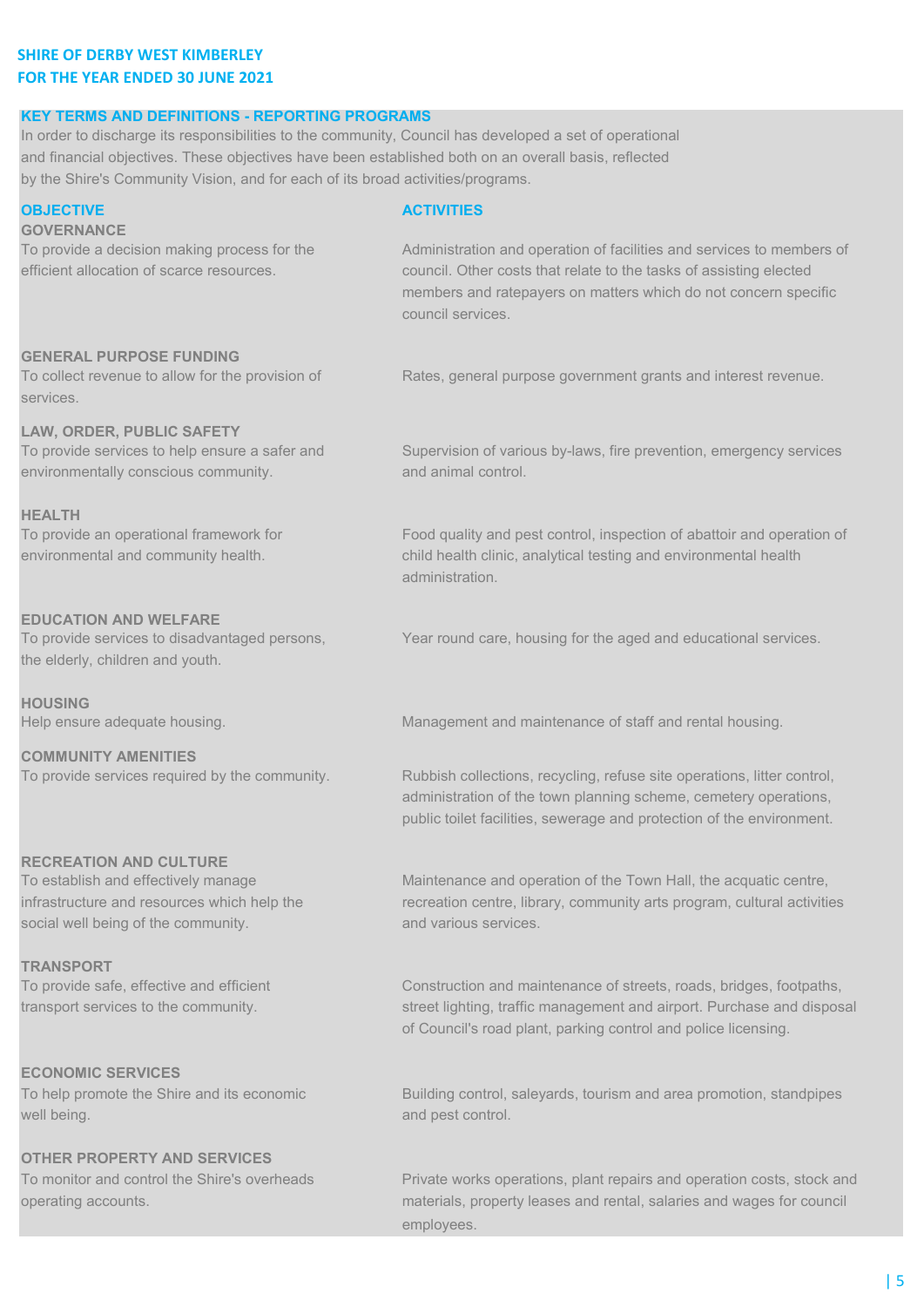**SHIRE OF DERBY WEST KIMBERLEY**
**FOR THE YEAR ENDED 30 JUNE 2021**

## KEY TERMS AND DEFINITIONS - REPORTING PROGRAMS

In order to discharge its responsibilities to the community, Council has developed a set of operational and financial objectives. These objectives have been established both on an overall basis, reflected by the Shire's Community Vision, and for each of its broad activities/programs.

| OBJECTIVE | ACTIVITIES |
|---|---|
| **GOVERNANCE**<br>To provide a decision making process for the efficient allocation of scarce resources. | Administration and operation of facilities and services to members of council. Other costs that relate to the tasks of assisting elected members and ratepayers on matters which do not concern specific council services. |
| **GENERAL PURPOSE FUNDING**<br>To collect revenue to allow for the provision of services. | Rates, general purpose government grants and interest revenue. |
| **LAW, ORDER, PUBLIC SAFETY**<br>To provide services to help ensure a safer and environmentally conscious community. | Supervision of various by-laws, fire prevention, emergency services and animal control. |
| **HEALTH**<br>To provide an operational framework for environmental and community health. | Food quality and pest control, inspection of abattoir and operation of child health clinic, analytical testing and environmental health administration. |
| **EDUCATION AND WELFARE**<br>To provide services to disadvantaged persons, the elderly, children and youth. | Year round care, housing for the aged and educational services. |
| **HOUSING**<br>Help ensure adequate housing. | Management and maintenance of staff and rental housing. |
| **COMMUNITY AMENITIES**<br>To provide services required by the community. | Rubbish collections, recycling, refuse site operations, litter control, administration of the town planning scheme, cemetery operations, public toilet facilities, sewerage and protection of the environment. |
| **RECREATION AND CULTURE**<br>To establish and effectively manage infrastructure and resources which help the social well being of the community. | Maintenance and operation of the Town Hall, the acquatic centre, recreation centre, library, community arts program, cultural activities and various services. |
| **TRANSPORT**<br>To provide safe, effective and efficient transport services to the community. | Construction and maintenance of streets, roads, bridges, footpaths, street lighting, traffic management and airport. Purchase and disposal of Council's road plant, parking control and police licensing. |
| **ECONOMIC SERVICES**<br>To help promote the Shire and its economic well being. | Building control, saleyards, tourism and area promotion, standpipes and pest control. |
| **OTHER PROPERTY AND SERVICES**<br>To monitor and control the Shire's overheads operating accounts. | Private works operations, plant repairs and operation costs, stock and materials, property leases and rental, salaries and wages for council employees. |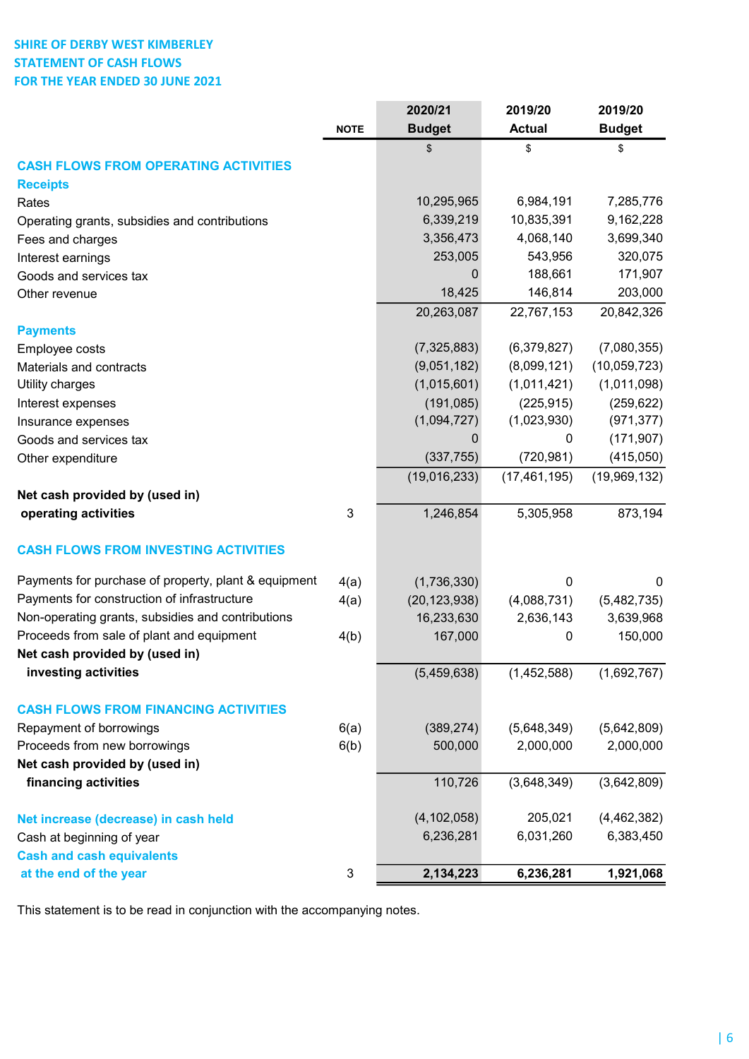**SHIRE OF DERBY WEST KIMBERLEY**
**STATEMENT OF CASH FLOWS**
**FOR THE YEAR ENDED 30 JUNE 2021**

| | NOTE | 2020/21 Budget | 2019/20 Actual | 2019/20 Budget |
|---|---|---|---|---|
| | | $ | $ | $ |
| **CASH FLOWS FROM OPERATING ACTIVITIES** | | | | |
| **Receipts** | | | | |
| Rates | | 10,295,965 | 6,984,191 | 7,285,776 |
| Operating grants, subsidies and contributions | | 6,339,219 | 10,835,391 | 9,162,228 |
| Fees and charges | | 3,356,473 | 4,068,140 | 3,699,340 |
| Interest earnings | | 253,005 | 543,956 | 320,075 |
| Goods and services tax | | 0 | 188,661 | 171,907 |
| Other revenue | | 18,425 | 146,814 | 203,000 |
| | | 20,263,087 | 22,767,153 | 20,842,326 |
| **Payments** | | | | |
| Employee costs | | (7,325,883) | (6,379,827) | (7,080,355) |
| Materials and contracts | | (9,051,182) | (8,099,121) | (10,059,723) |
| Utility charges | | (1,015,601) | (1,011,421) | (1,011,098) |
| Interest expenses | | (191,085) | (225,915) | (259,622) |
| Insurance expenses | | (1,094,727) | (1,023,930) | (971,377) |
| Goods and services tax | | 0 | 0 | (171,907) |
| Other expenditure | | (337,755) | (720,981) | (415,050) |
| | | (19,016,233) | (17,461,195) | (19,969,132) |
| **Net cash provided by (used in) operating activities** | 3 | 1,246,854 | 5,305,958 | 873,194 |
| **CASH FLOWS FROM INVESTING ACTIVITIES** | | | | |
| Payments for purchase of property, plant & equipment | 4(a) | (1,736,330) | 0 | 0 |
| Payments for construction of infrastructure | 4(a) | (20,123,938) | (4,088,731) | (5,482,735) |
| Non-operating grants, subsidies and contributions | | 16,233,630 | 2,636,143 | 3,639,968 |
| Proceeds from sale of plant and equipment | 4(b) | 167,000 | 0 | 150,000 |
| **Net cash provided by (used in) investing activities** | | (5,459,638) | (1,452,588) | (1,692,767) |
| **CASH FLOWS FROM FINANCING ACTIVITIES** | | | | |
| Repayment of borrowings | 6(a) | (389,274) | (5,648,349) | (5,642,809) |
| Proceeds from new borrowings | 6(b) | 500,000 | 2,000,000 | 2,000,000 |
| **Net cash provided by (used in) financing activities** | | 110,726 | (3,648,349) | (3,642,809) |
| **Net increase (decrease) in cash held** | | (4,102,058) | 205,021 | (4,462,382) |
| Cash at beginning of year | | 6,236,281 | 6,031,260 | 6,383,450 |
| **Cash and cash equivalents at the end of the year** | 3 | **2,134,223** | **6,236,281** | **1,921,068** |

This statement is to be read in conjunction with the accompanying notes.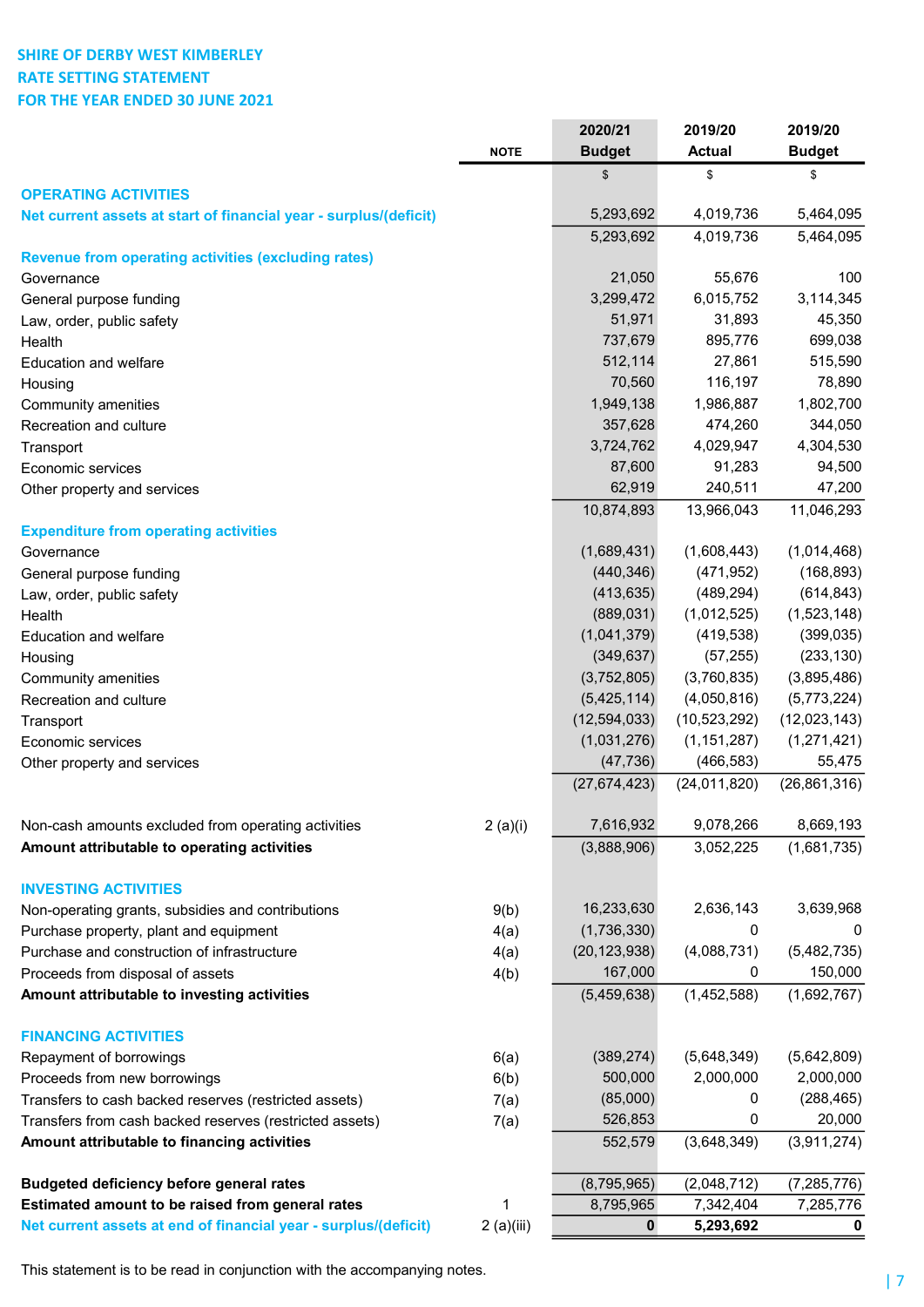# SHIRE OF DERBY WEST KIMBERLEY
## RATE SETTING STATEMENT
## FOR THE YEAR ENDED 30 JUNE 2021

| | NOTE | 2020/21 Budget | 2019/20 Actual | 2019/20 Budget |
|---|---|---|---|---|
| | | $ | $ | $ |
| **OPERATING ACTIVITIES** | | | | |
| **Net current assets at start of financial year - surplus/(deficit)** | | 5,293,692 | 4,019,736 | 5,464,095 |
| | | 5,293,692 | 4,019,736 | 5,464,095 |
| **Revenue from operating activities (excluding rates)** | | | | |
| Governance | | 21,050 | 55,676 | 100 |
| General purpose funding | | 3,299,472 | 6,015,752 | 3,114,345 |
| Law, order, public safety | | 51,971 | 31,893 | 45,350 |
| Health | | 737,679 | 895,776 | 699,038 |
| Education and welfare | | 512,114 | 27,861 | 515,590 |
| Housing | | 70,560 | 116,197 | 78,890 |
| Community amenities | | 1,949,138 | 1,986,887 | 1,802,700 |
| Recreation and culture | | 357,628 | 474,260 | 344,050 |
| Transport | | 3,724,762 | 4,029,947 | 4,304,530 |
| Economic services | | 87,600 | 91,283 | 94,500 |
| Other property and services | | 62,919 | 240,511 | 47,200 |
| | | 10,874,893 | 13,966,043 | 11,046,293 |
| **Expenditure from operating activities** | | | | |
| Governance | | (1,689,431) | (1,608,443) | (1,014,468) |
| General purpose funding | | (440,346) | (471,952) | (168,893) |
| Law, order, public safety | | (413,635) | (489,294) | (614,843) |
| Health | | (889,031) | (1,012,525) | (1,523,148) |
| Education and welfare | | (1,041,379) | (419,538) | (399,035) |
| Housing | | (349,637) | (57,255) | (233,130) |
| Community amenities | | (3,752,805) | (3,760,835) | (3,895,486) |
| Recreation and culture | | (5,425,114) | (4,050,816) | (5,773,224) |
| Transport | | (12,594,033) | (10,523,292) | (12,023,143) |
| Economic services | | (1,031,276) | (1,151,287) | (1,271,421) |
| Other property and services | | (47,736) | (466,583) | 55,475 |
| | | (27,674,423) | (24,011,820) | (26,861,316) |
| Non-cash amounts excluded from operating activities | 2 (a)(i) | 7,616,932 | 9,078,266 | 8,669,193 |
| **Amount attributable to operating activities** | | (3,888,906) | 3,052,225 | (1,681,735) |
| **INVESTING ACTIVITIES** | | | | |
| Non-operating grants, subsidies and contributions | 9(b) | 16,233,630 | 2,636,143 | 3,639,968 |
| Purchase property, plant and equipment | 4(a) | (1,736,330) | 0 | 0 |
| Purchase and construction of infrastructure | 4(a) | (20,123,938) | (4,088,731) | (5,482,735) |
| Proceeds from disposal of assets | 4(b) | 167,000 | 0 | 150,000 |
| **Amount attributable to investing activities** | | (5,459,638) | (1,452,588) | (1,692,767) |
| **FINANCING ACTIVITIES** | | | | |
| Repayment of borrowings | 6(a) | (389,274) | (5,648,349) | (5,642,809) |
| Proceeds from new borrowings | 6(b) | 500,000 | 2,000,000 | 2,000,000 |
| Transfers to cash backed reserves (restricted assets) | 7(a) | (85,000) | 0 | (288,465) |
| Transfers from cash backed reserves (restricted assets) | 7(a) | 526,853 | 0 | 20,000 |
| **Amount attributable to financing activities** | | 552,579 | (3,648,349) | (3,911,274) |
| **Budgeted deficiency before general rates** | | (8,795,965) | (2,048,712) | (7,285,776) |
| **Estimated amount to be raised from general rates** | 1 | 8,795,965 | 7,342,404 | 7,285,776 |
| **Net current assets at end of financial year - surplus/(deficit)** | 2 (a)(iii) | **0** | **5,293,692** | **0** |

This statement is to be read in conjunction with the accompanying notes.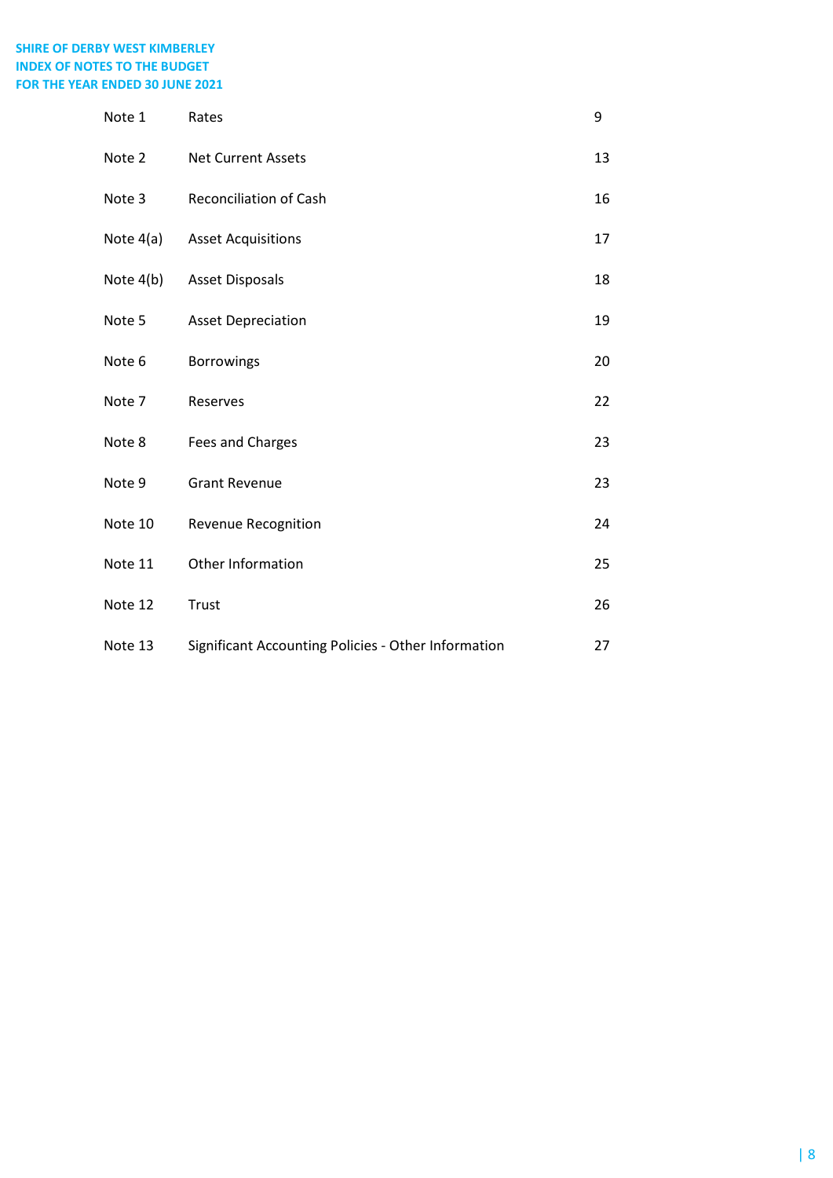**SHIRE OF DERBY WEST KIMBERLEY**
**INDEX OF NOTES TO THE BUDGET**
**FOR THE YEAR ENDED 30 JUNE 2021**

| | | |
|---|---|---|
| Note 1 | Rates | 9 |
| Note 2 | Net Current Assets | 13 |
| Note 3 | Reconciliation of Cash | 16 |
| Note 4(a) | Asset Acquisitions | 17 |
| Note 4(b) | Asset Disposals | 18 |
| Note 5 | Asset Depreciation | 19 |
| Note 6 | Borrowings | 20 |
| Note 7 | Reserves | 22 |
| Note 8 | Fees and Charges | 23 |
| Note 9 | Grant Revenue | 23 |
| Note 10 | Revenue Recognition | 24 |
| Note 11 | Other Information | 25 |
| Note 12 | Trust | 26 |
| Note 13 | Significant Accounting Policies - Other Information | 27 |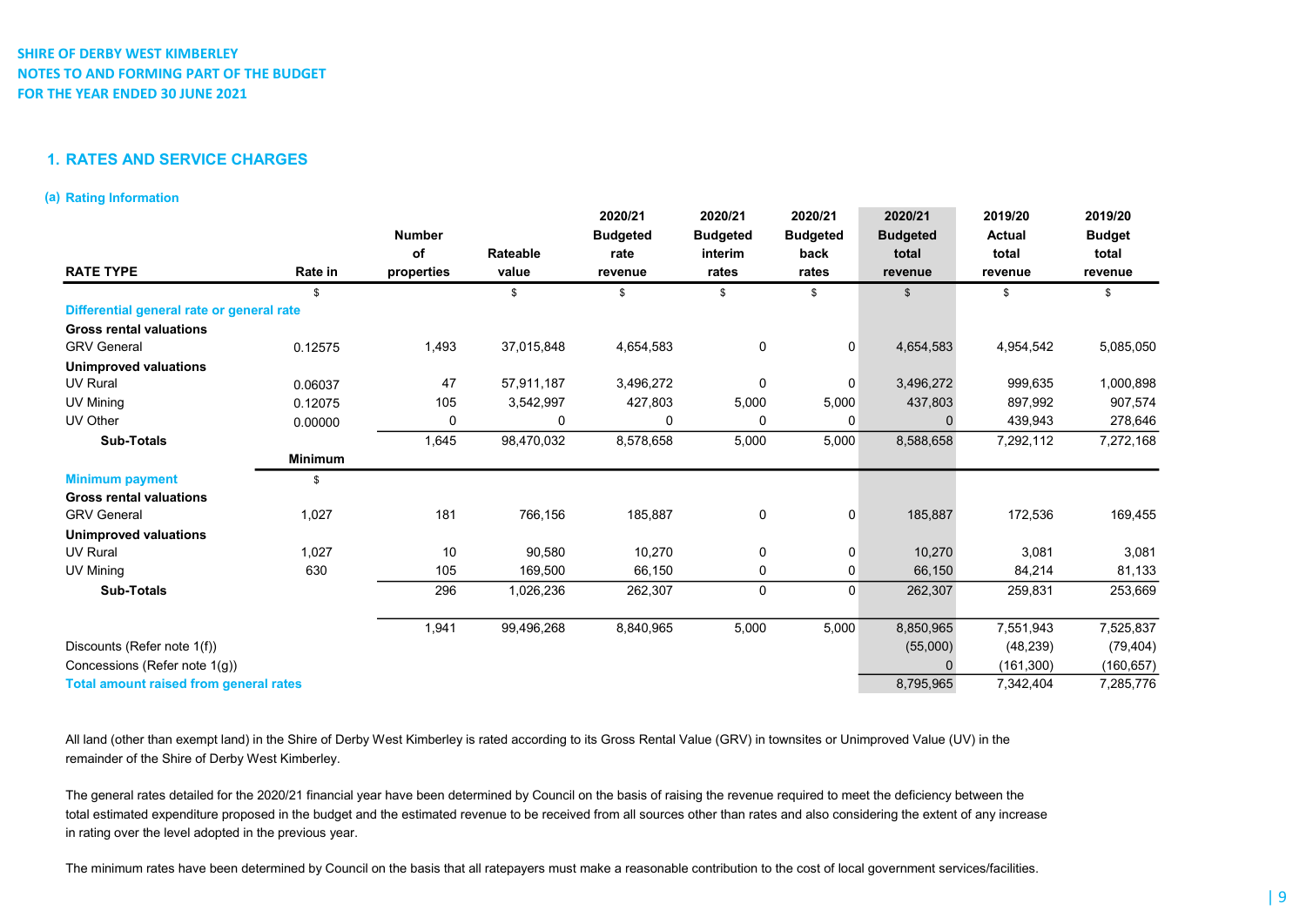SHIRE OF DERBY WEST KIMBERLEY
NOTES TO AND FORMING PART OF THE BUDGET
FOR THE YEAR ENDED 30 JUNE 2021

## 1. RATES AND SERVICE CHARGES

### (a) Rating Information

| RATE TYPE | Rate in | Number of properties | Rateable value | 2020/21 Budgeted rate revenue | 2020/21 Budgeted interim rates | 2020/21 Budgeted back rates | 2020/21 Budgeted total revenue | 2019/20 Actual total revenue | 2019/20 Budget total revenue |
|---|---|---|---|---|---|---|---|---|---|
| | $ | | $ | $ | $ | $ | $ | $ | $ |
| **Differential general rate or general rate** | | | | | | | | | |
| **Gross rental valuations** | | | | | | | | | |
| GRV General | 0.12575 | 1,493 | 37,015,848 | 4,654,583 | 0 | 0 | 4,654,583 | 4,954,542 | 5,085,050 |
| **Unimproved valuations** | | | | | | | | | |
| UV Rural | 0.06037 | 47 | 57,911,187 | 3,496,272 | 0 | 0 | 3,496,272 | 999,635 | 1,000,898 |
| UV Mining | 0.12075 | 105 | 3,542,997 | 427,803 | 5,000 | 5,000 | 437,803 | 897,992 | 907,574 |
| UV Other | 0.00000 | 0 | 0 | 0 | 0 | 0 | 0 | 439,943 | 278,646 |
| **Sub-Totals** | | 1,645 | 98,470,032 | 8,578,658 | 5,000 | 5,000 | 8,588,658 | 7,292,112 | 7,272,168 |
| | **Minimum** | | | | | | | | |
| **Minimum payment** | $ | | | | | | | | |
| **Gross rental valuations** | | | | | | | | | |
| GRV General | 1,027 | 181 | 766,156 | 185,887 | 0 | 0 | 185,887 | 172,536 | 169,455 |
| **Unimproved valuations** | | | | | | | | | |
| UV Rural | 1,027 | 10 | 90,580 | 10,270 | 0 | 0 | 10,270 | 3,081 | 3,081 |
| UV Mining | 630 | 105 | 169,500 | 66,150 | 0 | 0 | 66,150 | 84,214 | 81,133 |
| **Sub-Totals** | | 296 | 1,026,236 | 262,307 | 0 | 0 | 262,307 | 259,831 | 253,669 |
| | | 1,941 | 99,496,268 | 8,840,965 | 5,000 | 5,000 | 8,850,965 | 7,551,943 | 7,525,837 |
| Discounts (Refer note 1(f)) | | | | | | | (55,000) | (48,239) | (79,404) |
| Concessions (Refer note 1(g)) | | | | | | | 0 | (161,300) | (160,657) |
| **Total amount raised from general rates** | | | | | | | 8,795,965 | 7,342,404 | 7,285,776 |

All land (other than exempt land) in the Shire of Derby West Kimberley is rated according to its Gross Rental Value (GRV) in townsites or Unimproved Value (UV) in the remainder of the Shire of Derby West Kimberley.

The general rates detailed for the 2020/21 financial year have been determined by Council on the basis of raising the revenue required to meet the deficiency between the total estimated expenditure proposed in the budget and the estimated revenue to be received from all sources other than rates and also considering the extent of any increase in rating over the level adopted in the previous year.

The minimum rates have been determined by Council on the basis that all ratepayers must make a reasonable contribution to the cost of local government services/facilities.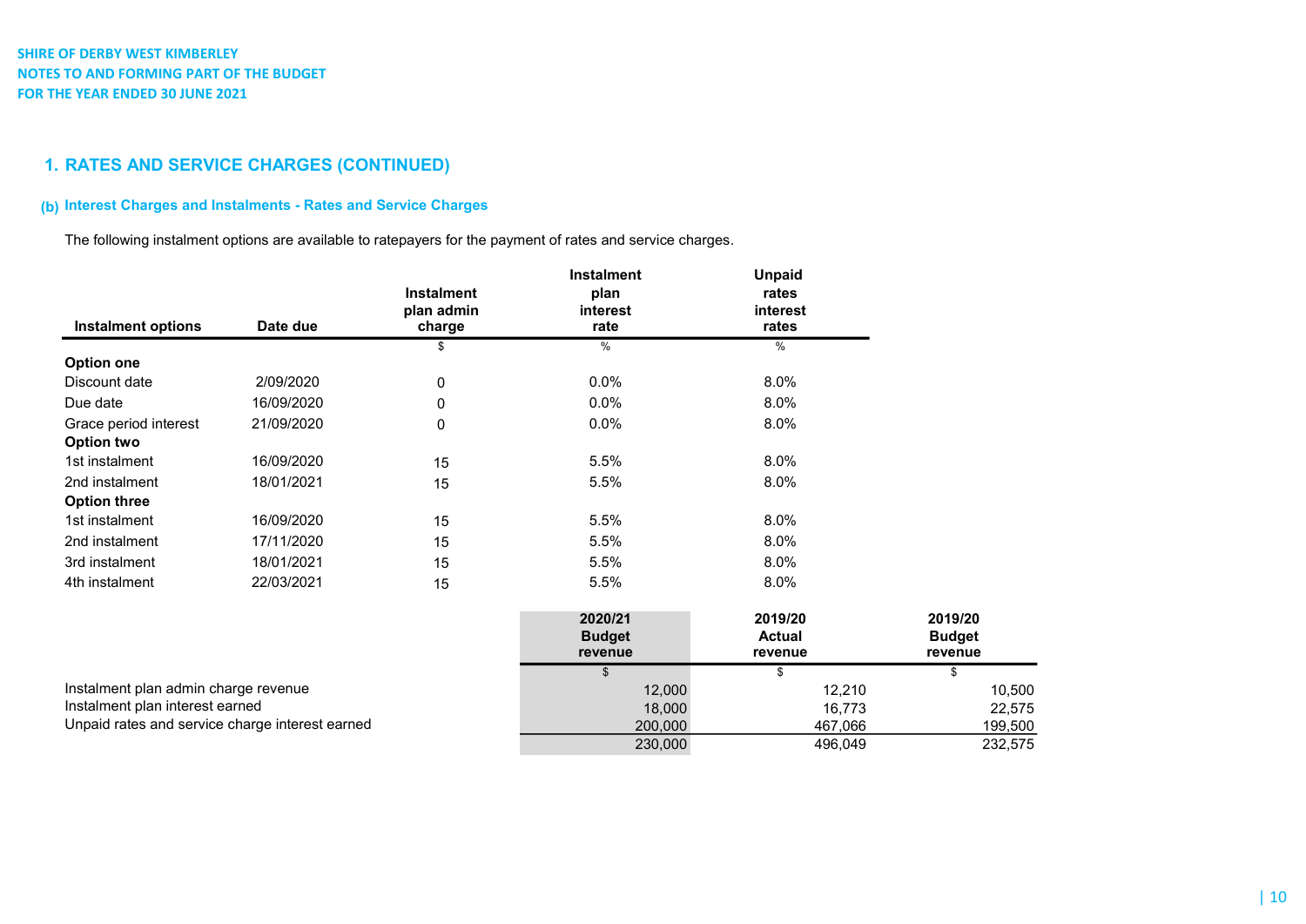## 1. RATES AND SERVICE CHARGES (CONTINUED)

### (b) Interest Charges and Instalments - Rates and Service Charges

The following instalment options are available to ratepayers for the payment of rates and service charges.

| Instalment options | Date due | Instalment plan admin charge | Instalment plan interest rate | Unpaid rates interest rates |
|---|---|---|---|---|
| | | $ | % | % |
| **Option one** | | | | |
| Discount date | 2/09/2020 | 0 | 0.0% | 8.0% |
| Due date | 16/09/2020 | 0 | 0.0% | 8.0% |
| Grace period interest | 21/09/2020 | 0 | 0.0% | 8.0% |
| **Option two** | | | | |
| 1st instalment | 16/09/2020 | 15 | 5.5% | 8.0% |
| 2nd instalment | 18/01/2021 | 15 | 5.5% | 8.0% |
| **Option three** | | | | |
| 1st instalment | 16/09/2020 | 15 | 5.5% | 8.0% |
| 2nd instalment | 17/11/2020 | 15 | 5.5% | 8.0% |
| 3rd instalment | 18/01/2021 | 15 | 5.5% | 8.0% |
| 4th instalment | 22/03/2021 | 15 | 5.5% | 8.0% |

| | 2020/21 Budget revenue | 2019/20 Actual revenue | 2019/20 Budget revenue |
|---|---|---|---|
| | $ | $ | $ |
| Instalment plan admin charge revenue | 12,000 | 12,210 | 10,500 |
| Instalment plan interest earned | 18,000 | 16,773 | 22,575 |
| Unpaid rates and service charge interest earned | 200,000 | 467,066 | 199,500 |
| | 230,000 | 496,049 | 232,575 |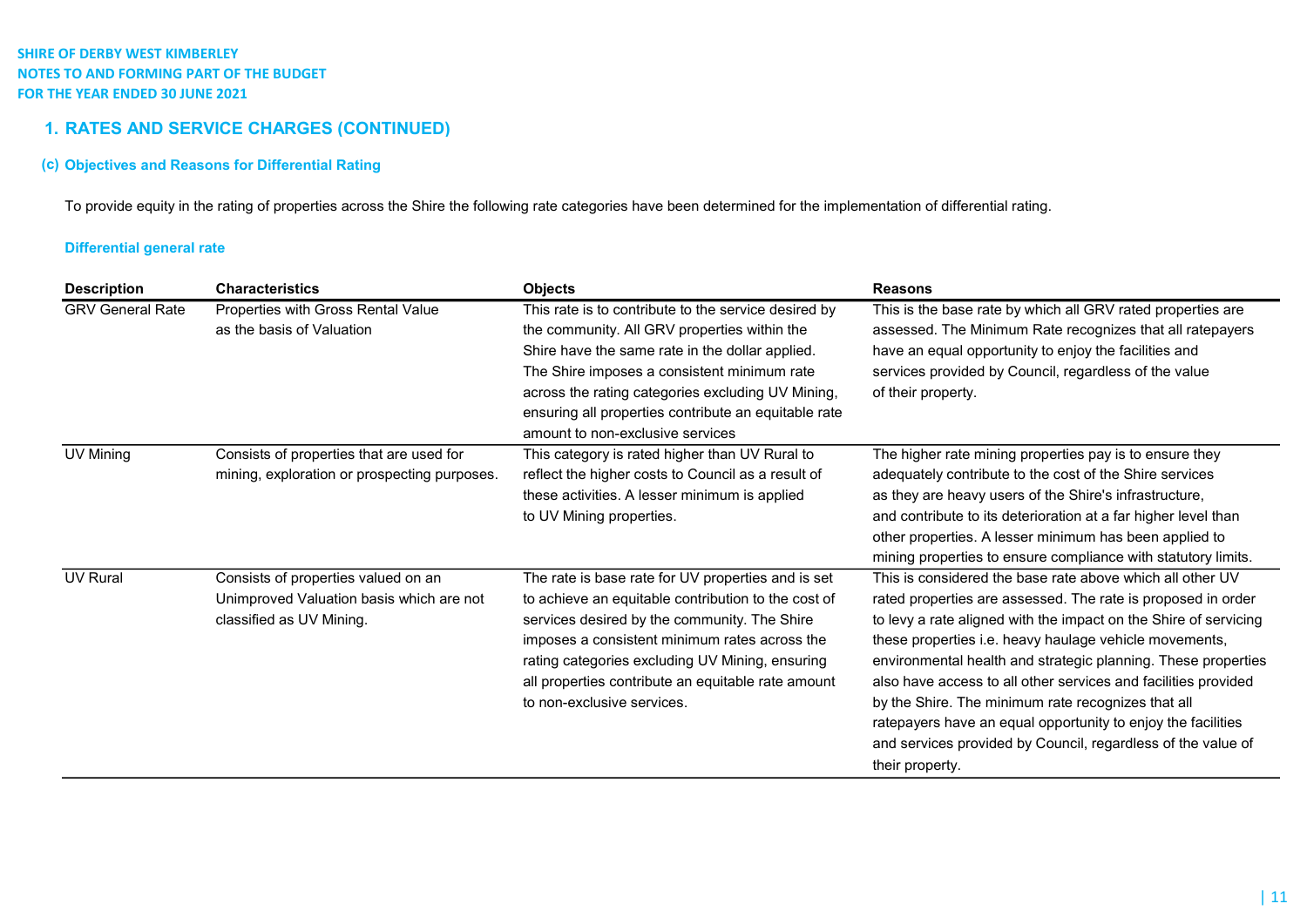## 1. RATES AND SERVICE CHARGES (CONTINUED)

### (c) Objectives and Reasons for Differential Rating

To provide equity in the rating of properties across the Shire the following rate categories have been determined for the implementation of differential rating.

#### Differential general rate

| Description | Characteristics | Objects | Reasons |
|---|---|---|---|
| GRV General Rate | Properties with Gross Rental Value as the basis of Valuation | This rate is to contribute to the service desired by the community. All GRV properties within the Shire have the same rate in the dollar applied. The Shire imposes a consistent minimum rate across the rating categories excluding UV Mining, ensuring all properties contribute an equitable rate amount to non-exclusive services | This is the base rate by which all GRV rated properties are assessed. The Minimum Rate recognizes that all ratepayers have an equal opportunity to enjoy the facilities and services provided by Council, regardless of the value of their property. |
| UV Mining | Consists of properties that are used for mining, exploration or prospecting purposes. | This category is rated higher than UV Rural to reflect the higher costs to Council as a result of these activities. A lesser minimum is applied to UV Mining properties. | The higher rate mining properties pay is to ensure they adequately contribute to the cost of the Shire services as they are heavy users of the Shire's infrastructure, and contribute to its deterioration at a far higher level than other properties. A lesser minimum has been applied to mining properties to ensure compliance with statutory limits. |
| UV Rural | Consists of properties valued on an Unimproved Valuation basis which are not classified as UV Mining. | The rate is base rate for UV properties and is set to achieve an equitable contribution to the cost of services desired by the community. The Shire imposes a consistent minimum rates across the rating categories excluding UV Mining, ensuring all properties contribute an equitable rate amount to non-exclusive services. | This is considered the base rate above which all other UV rated properties are assessed. The rate is proposed in order to levy a rate aligned with the impact on the Shire of servicing these properties i.e. heavy haulage vehicle movements, environmental health and strategic planning. These properties also have access to all other services and facilities provided by the Shire. The minimum rate recognizes that all ratepayers have an equal opportunity to enjoy the facilities and services provided by Council, regardless of the value of their property. |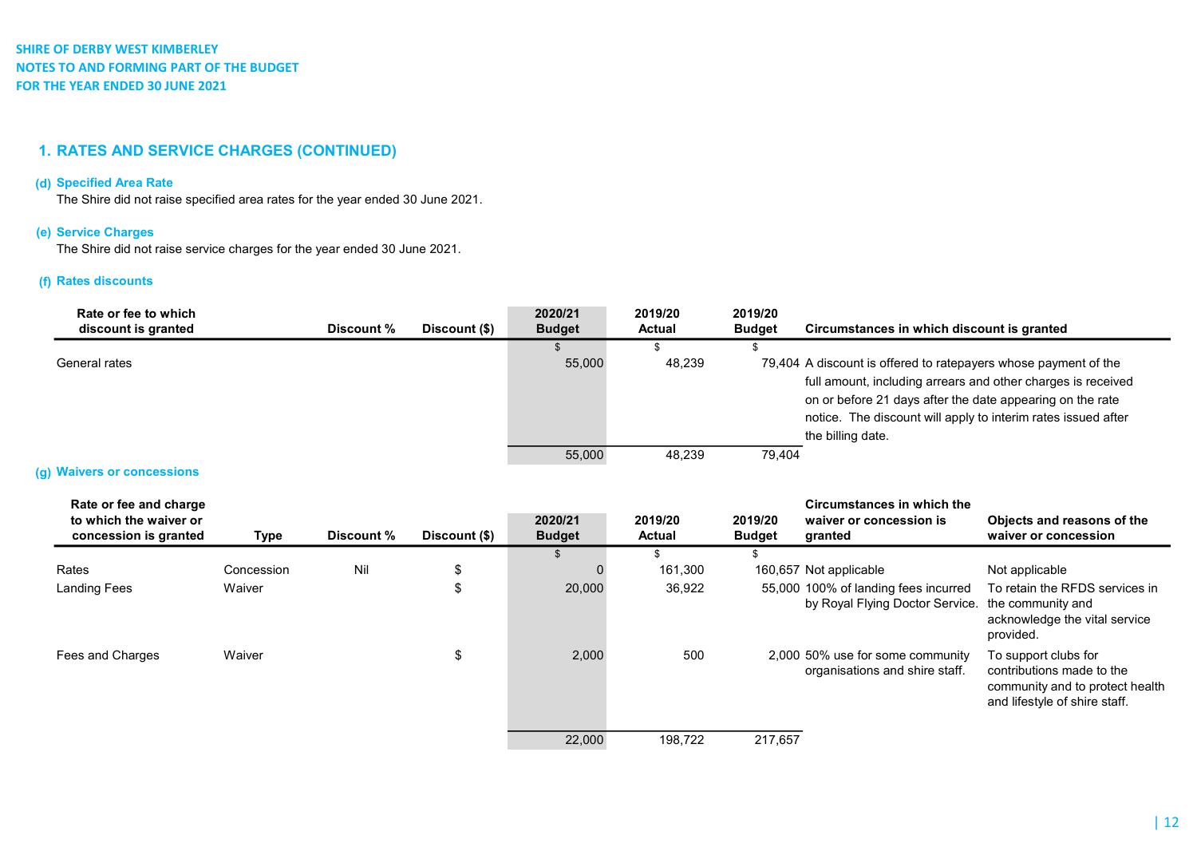SHIRE OF DERBY WEST KIMBERLEY
NOTES TO AND FORMING PART OF THE BUDGET
FOR THE YEAR ENDED 30 JUNE 2021

## 1. RATES AND SERVICE CHARGES (CONTINUED)

### (d) Specified Area Rate

The Shire did not raise specified area rates for the year ended 30 June 2021.

### (e) Service Charges

The Shire did not raise service charges for the year ended 30 June 2021.

### (f) Rates discounts

| Rate or fee to which discount is granted | Discount % | Discount ($) | 2020/21 Budget | 2019/20 Actual | 2019/20 Budget | Circumstances in which discount is granted |
|---|---|---|---|---|---|---|
| | | | $ | $ | $ | |
| General rates | | | 55,000 | 48,239 | 79,404 | A discount is offered to ratepayers whose payment of the full amount, including arrears and other charges is received on or before 21 days after the date appearing on the rate notice. The discount will apply to interim rates issued after the billing date. |
| | | | 55,000 | 48,239 | 79,404 | |

### (g) Waivers or concessions

| Rate or fee and charge to which the waiver or concession is granted | Type | Discount % | Discount ($) | 2020/21 Budget | 2019/20 Actual | 2019/20 Budget | Circumstances in which the waiver or concession is granted | Objects and reasons of the waiver or concession |
|---|---|---|---|---|---|---|---|---|
| | | | | $ | $ | $ | | |
| Rates | Concession | Nil | $ | 0 | 161,300 | 160,657 | Not applicable | Not applicable |
| Landing Fees | Waiver | | $ | 20,000 | 36,922 | 55,000 | 100% of landing fees incurred by Royal Flying Doctor Service. | To retain the RFDS services in the community and acknowledge the vital service provided. |
| Fees and Charges | Waiver | | $ | 2,000 | 500 | 2,000 | 50% use for some community organisations and shire staff. | To support clubs for contributions made to the community and to protect health and lifestyle of shire staff. |
| | | | | 22,000 | 198,722 | 217,657 | | |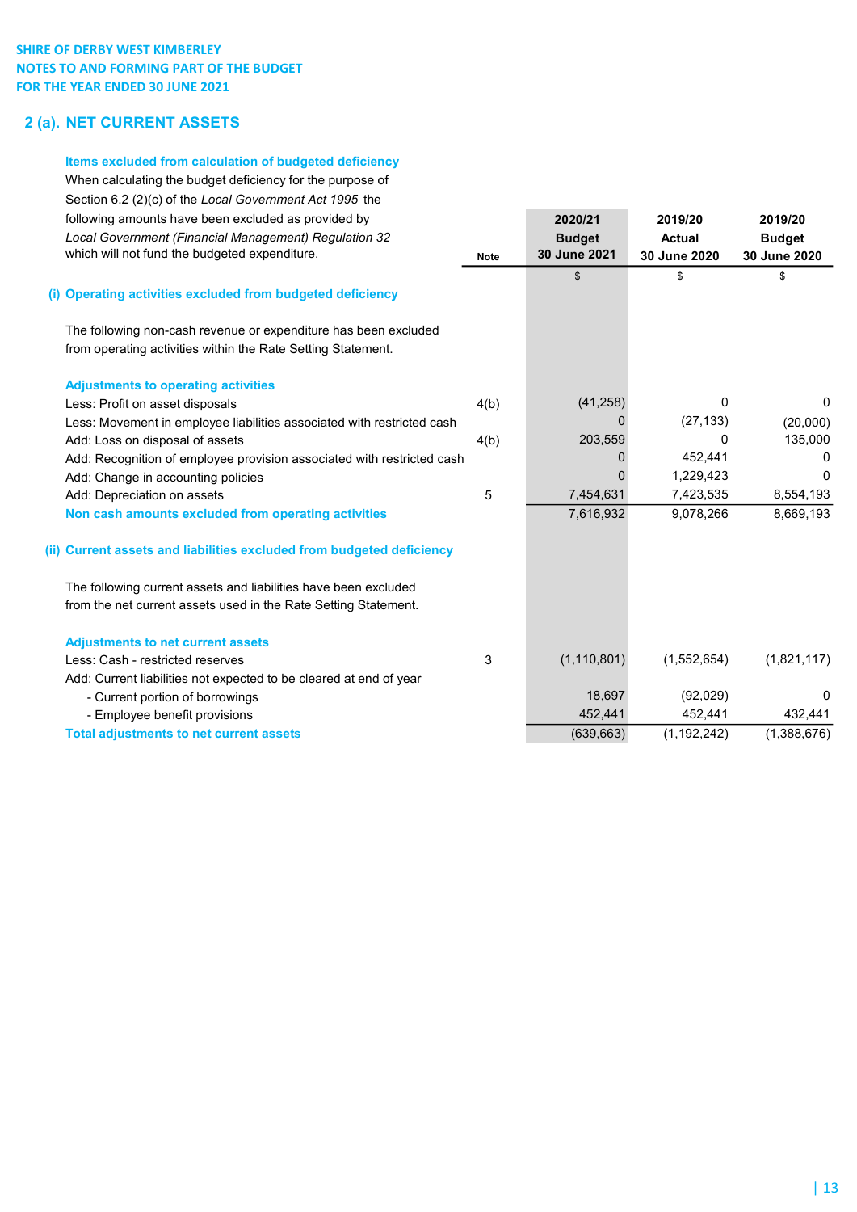SHIRE OF DERBY WEST KIMBERLEY
NOTES TO AND FORMING PART OF THE BUDGET
FOR THE YEAR ENDED 30 JUNE 2021

## 2 (a). NET CURRENT ASSETS

### Items excluded from calculation of budgeted deficiency

When calculating the budget deficiency for the purpose of Section 6.2 (2)(c) of the *Local Government Act 1995* the following amounts have been excluded as provided by *Local Government (Financial Management) Regulation 32* which will not fund the budgeted expenditure.

| | Note | 2020/21 Budget 30 June 2021 | 2019/20 Actual 30 June 2020 | 2019/20 Budget 30 June 2020 |
|---|---|---|---|---|
| | | $ | $ | $ |
| **(i) Operating activities excluded from budgeted deficiency** | | | | |
| The following non-cash revenue or expenditure has been excluded from operating activities within the Rate Setting Statement. | | | | |
| **Adjustments to operating activities** | | | | |
| Less: Profit on asset disposals | 4(b) | (41,258) | 0 | 0 |
| Less: Movement in employee liabilities associated with restricted cash | | 0 | (27,133) | (20,000) |
| Add: Loss on disposal of assets | 4(b) | 203,559 | 0 | 135,000 |
| Add: Recognition of employee provision associated with restricted cash | | 0 | 452,441 | 0 |
| Add: Change in accounting policies | | 0 | 1,229,423 | 0 |
| Add: Depreciation on assets | 5 | 7,454,631 | 7,423,535 | 8,554,193 |
| **Non cash amounts excluded from operating activities** | | 7,616,932 | 9,078,266 | 8,669,193 |
| **(ii) Current assets and liabilities excluded from budgeted deficiency** | | | | |
| The following current assets and liabilities have been excluded from the net current assets used in the Rate Setting Statement. | | | | |
| **Adjustments to net current assets** | | | | |
| Less: Cash - restricted reserves | 3 | (1,110,801) | (1,552,654) | (1,821,117) |
| Add: Current liabilities not expected to be cleared at end of year | | | | |
| - Current portion of borrowings | | 18,697 | (92,029) | 0 |
| - Employee benefit provisions | | 452,441 | 452,441 | 432,441 |
| **Total adjustments to net current assets** | | (639,663) | (1,192,242) | (1,388,676) |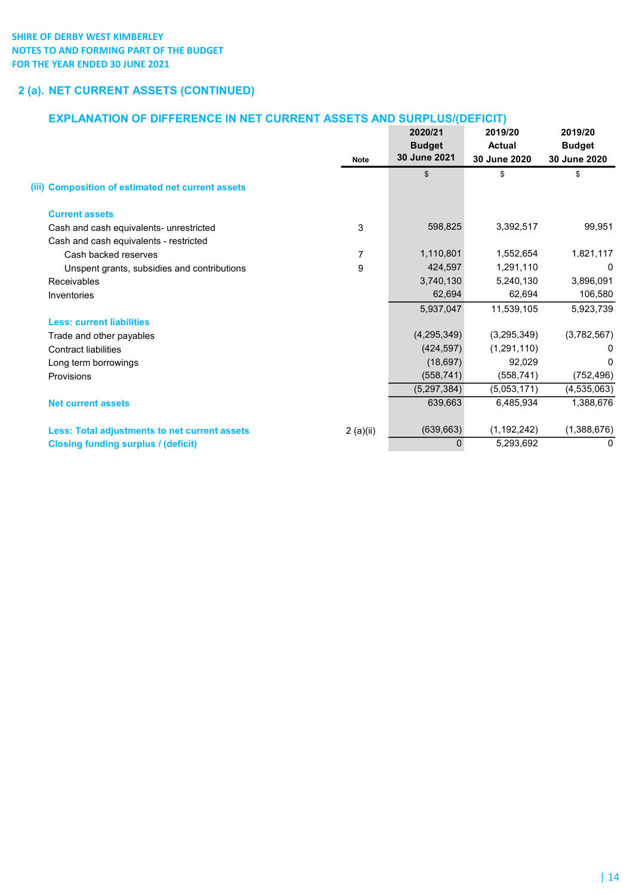SHIRE OF DERBY WEST KIMBERLEY
NOTES TO AND FORMING PART OF THE BUDGET
FOR THE YEAR ENDED 30 JUNE 2021

## 2 (a). NET CURRENT ASSETS (CONTINUED)

### EXPLANATION OF DIFFERENCE IN NET CURRENT ASSETS AND SURPLUS/(DEFICIT)

| | Note | 2020/21 Budget 30 June 2021 | 2019/20 Actual 30 June 2020 | 2019/20 Budget 30 June 2020 |
|---|---|---|---|---|
| | | $ | $ | $ |
| **(iii) Composition of estimated net current assets** | | | | |
| **Current assets** | | | | |
| Cash and cash equivalents- unrestricted | 3 | 598,825 | 3,392,517 | 99,951 |
| Cash and cash equivalents - restricted | | | | |
| Cash backed reserves | 7 | 1,110,801 | 1,552,654 | 1,821,117 |
| Unspent grants, subsidies and contributions | 9 | 424,597 | 1,291,110 | 0 |
| Receivables | | 3,740,130 | 5,240,130 | 3,896,091 |
| Inventories | | 62,694 | 62,694 | 106,580 |
| | | 5,937,047 | 11,539,105 | 5,923,739 |
| **Less: current liabilities** | | | | |
| Trade and other payables | | (4,295,349) | (3,295,349) | (3,782,567) |
| Contract liabilities | | (424,597) | (1,291,110) | 0 |
| Long term borrowings | | (18,697) | 92,029 | 0 |
| Provisions | | (558,741) | (558,741) | (752,496) |
| | | (5,297,384) | (5,053,171) | (4,535,063) |
| **Net current assets** | | 639,663 | 6,485,934 | 1,388,676 |
| **Less: Total adjustments to net current assets** | 2 (a)(ii) | (639,663) | (1,192,242) | (1,388,676) |
| **Closing funding surplus / (deficit)** | | 0 | 5,293,692 | 0 |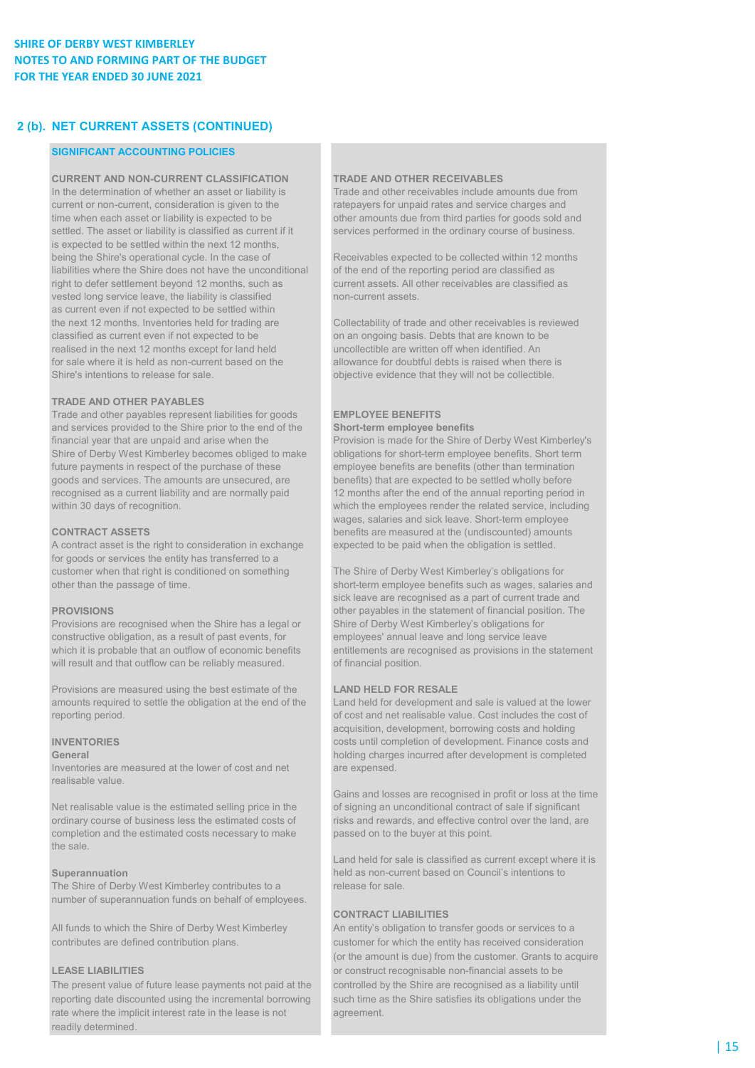## 2 (b). NET CURRENT ASSETS (CONTINUED)

### SIGNIFICANT ACCOUNTING POLICIES

**CURRENT AND NON-CURRENT CLASSIFICATION**

In the determination of whether an asset or liability is current or non-current, consideration is given to the time when each asset or liability is expected to be settled. The asset or liability is classified as current if it is expected to be settled within the next 12 months, being the Shire's operational cycle. In the case of liabilities where the Shire does not have the unconditional right to defer settlement beyond 12 months, such as vested long service leave, the liability is classified as current even if not expected to be settled within the next 12 months. Inventories held for trading are classified as current even if not expected to be realised in the next 12 months except for land held for sale where it is held as non-current based on the Shire's intentions to release for sale.

**TRADE AND OTHER PAYABLES**

Trade and other payables represent liabilities for goods and services provided to the Shire prior to the end of the financial year that are unpaid and arise when the Shire of Derby West Kimberley becomes obliged to make future payments in respect of the purchase of these goods and services. The amounts are unsecured, are recognised as a current liability and are normally paid within 30 days of recognition.

**CONTRACT ASSETS**

A contract asset is the right to consideration in exchange for goods or services the entity has transferred to a customer when that right is conditioned on something other than the passage of time.

**PROVISIONS**

Provisions are recognised when the Shire has a legal or constructive obligation, as a result of past events, for which it is probable that an outflow of economic benefits will result and that outflow can be reliably measured.

Provisions are measured using the best estimate of the amounts required to settle the obligation at the end of the reporting period.

**INVENTORIES**

**General**

Inventories are measured at the lower of cost and net realisable value.

Net realisable value is the estimated selling price in the ordinary course of business less the estimated costs of completion and the estimated costs necessary to make the sale.

**Superannuation**

The Shire of Derby West Kimberley contributes to a number of superannuation funds on behalf of employees.

All funds to which the Shire of Derby West Kimberley contributes are defined contribution plans.

**LEASE LIABILITIES**

The present value of future lease payments not paid at the reporting date discounted using the incremental borrowing rate where the implicit interest rate in the lease is not readily determined.

**TRADE AND OTHER RECEIVABLES**

Trade and other receivables include amounts due from ratepayers for unpaid rates and service charges and other amounts due from third parties for goods sold and services performed in the ordinary course of business.

Receivables expected to be collected within 12 months of the end of the reporting period are classified as current assets. All other receivables are classified as non-current assets.

Collectability of trade and other receivables is reviewed on an ongoing basis. Debts that are known to be uncollectible are written off when identified. An allowance for doubtful debts is raised when there is objective evidence that they will not be collectible.

**EMPLOYEE BENEFITS**

**Short-term employee benefits**

Provision is made for the Shire of Derby West Kimberley's obligations for short-term employee benefits. Short term employee benefits are benefits (other than termination benefits) that are expected to be settled wholly before 12 months after the end of the annual reporting period in which the employees render the related service, including wages, salaries and sick leave. Short-term employee benefits are measured at the (undiscounted) amounts expected to be paid when the obligation is settled.

The Shire of Derby West Kimberley's obligations for short-term employee benefits such as wages, salaries and sick leave are recognised as a part of current trade and other payables in the statement of financial position. The Shire of Derby West Kimberley's obligations for employees' annual leave and long service leave entitlements are recognised as provisions in the statement of financial position.

**LAND HELD FOR RESALE**

Land held for development and sale is valued at the lower of cost and net realisable value. Cost includes the cost of acquisition, development, borrowing costs and holding costs until completion of development. Finance costs and holding charges incurred after development is completed are expensed.

Gains and losses are recognised in profit or loss at the time of signing an unconditional contract of sale if significant risks and rewards, and effective control over the land, are passed on to the buyer at this point.

Land held for sale is classified as current except where it is held as non-current based on Council's intentions to release for sale.

**CONTRACT LIABILITIES**

An entity's obligation to transfer goods or services to a customer for which the entity has received consideration (or the amount is due) from the customer. Grants to acquire or construct recognisable non-financial assets to be controlled by the Shire are recognised as a liability until such time as the Shire satisfies its obligations under the agreement.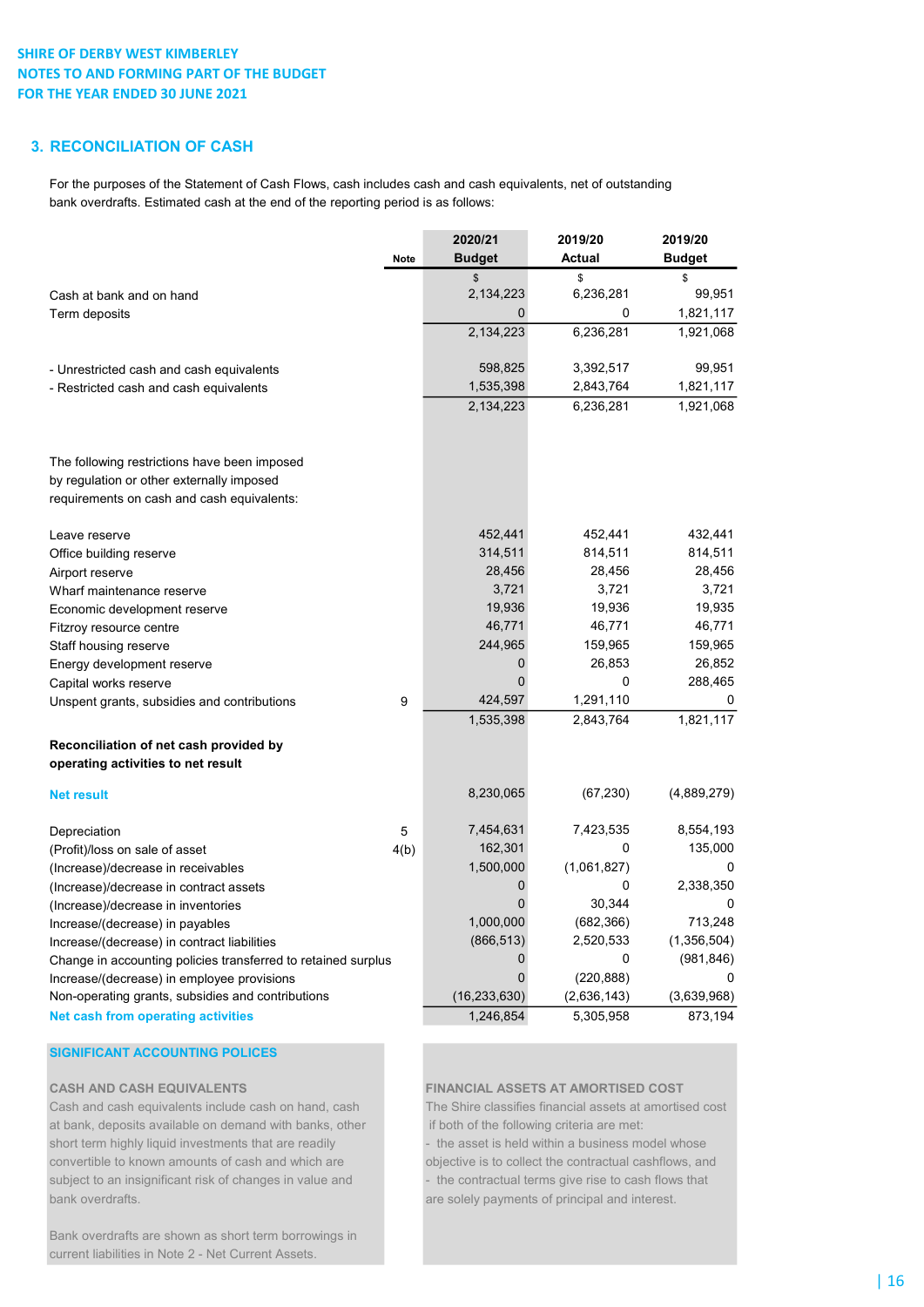SHIRE OF DERBY WEST KIMBERLEY
NOTES TO AND FORMING PART OF THE BUDGET
FOR THE YEAR ENDED 30 JUNE 2021

## 3. RECONCILIATION OF CASH

For the purposes of the Statement of Cash Flows, cash includes cash and cash equivalents, net of outstanding bank overdrafts. Estimated cash at the end of the reporting period is as follows:

| | Note | 2020/21 Budget | 2019/20 Actual | 2019/20 Budget |
|---|---|---|---|---|
| | | $ | $ | $ |
| Cash at bank and on hand | | 2,134,223 | 6,236,281 | 99,951 |
| Term deposits | | 0 | 0 | 1,821,117 |
| | | 2,134,223 | 6,236,281 | 1,921,068 |
| - Unrestricted cash and cash equivalents | | 598,825 | 3,392,517 | 99,951 |
| - Restricted cash and cash equivalents | | 1,535,398 | 2,843,764 | 1,821,117 |
| | | 2,134,223 | 6,236,281 | 1,921,068 |
| The following restrictions have been imposed by regulation or other externally imposed requirements on cash and cash equivalents: | | | | |
| Leave reserve | | 452,441 | 452,441 | 432,441 |
| Office building reserve | | 314,511 | 814,511 | 814,511 |
| Airport reserve | | 28,456 | 28,456 | 28,456 |
| Wharf maintenance reserve | | 3,721 | 3,721 | 3,721 |
| Economic development reserve | | 19,936 | 19,936 | 19,935 |
| Fitzroy resource centre | | 46,771 | 46,771 | 46,771 |
| Staff housing reserve | | 244,965 | 159,965 | 159,965 |
| Energy development reserve | | 0 | 26,853 | 26,852 |
| Capital works reserve | | 0 | 0 | 288,465 |
| Unspent grants, subsidies and contributions | 9 | 424,597 | 1,291,110 | 0 |
| | | 1,535,398 | 2,843,764 | 1,821,117 |
| **Reconciliation of net cash provided by operating activities to net result** | | | | |
| **Net result** | | 8,230,065 | (67,230) | (4,889,279) |
| Depreciation | 5 | 7,454,631 | 7,423,535 | 8,554,193 |
| (Profit)/loss on sale of asset | 4(b) | 162,301 | 0 | 135,000 |
| (Increase)/decrease in receivables | | 1,500,000 | (1,061,827) | 0 |
| (Increase)/decrease in contract assets | | 0 | 0 | 2,338,350 |
| (Increase)/decrease in inventories | | 0 | 30,344 | 0 |
| Increase/(decrease) in payables | | 1,000,000 | (682,366) | 713,248 |
| Increase/(decrease) in contract liabilities | | (866,513) | 2,520,533 | (1,356,504) |
| Change in accounting policies transferred to retained surplus | | 0 | 0 | (981,846) |
| Increase/(decrease) in employee provisions | | 0 | (220,888) | 0 |
| Non-operating grants, subsidies and contributions | | (16,233,630) | (2,636,143) | (3,639,968) |
| **Net cash from operating activities** | | 1,246,854 | 5,305,958 | 873,194 |

**SIGNIFICANT ACCOUNTING POLICES**

**CASH AND CASH EQUIVALENTS**

Cash and cash equivalents include cash on hand, cash at bank, deposits available on demand with banks, other short term highly liquid investments that are readily convertible to known amounts of cash and which are subject to an insignificant risk of changes in value and bank overdrafts.

Bank overdrafts are shown as short term borrowings in current liabilities in Note 2 - Net Current Assets.

**FINANCIAL ASSETS AT AMORTISED COST**

The Shire classifies financial assets at amortised cost if both of the following criteria are met:

- the asset is held within a business model whose objective is to collect the contractual cashflows, and
- the contractual terms give rise to cash flows that are solely payments of principal and interest.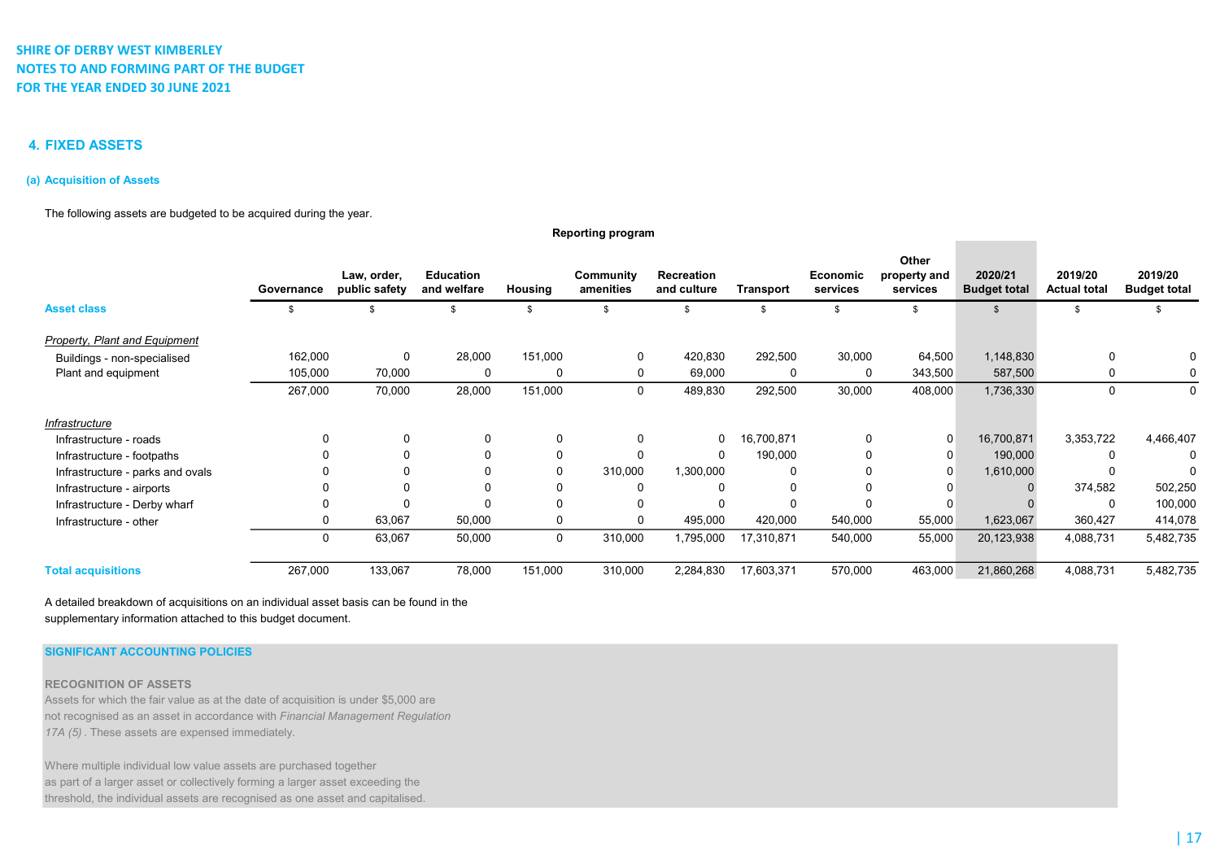SHIRE OF DERBY WEST KIMBERLEY
NOTES TO AND FORMING PART OF THE BUDGET
FOR THE YEAR ENDED 30 JUNE 2021

## 4. FIXED ASSETS

### (a) Acquisition of Assets

The following assets are budgeted to be acquired during the year.

**Reporting program**

| Asset class | Governance | Law, order, public safety | Education and welfare | Housing | Community amenities | Recreation and culture | Transport | Economic services | Other property and services | 2020/21 Budget total | 2019/20 Actual total | 2019/20 Budget total |
|---|---|---|---|---|---|---|---|---|---|---|---|---|
| | $ | $ | $ | $ | $ | $ | $ | $ | $ | $ | $ | $ |
| *Property, Plant and Equipment* | | | | | | | | | | | | |
| Buildings - non-specialised | 162,000 | 0 | 28,000 | 151,000 | 0 | 420,830 | 292,500 | 30,000 | 64,500 | 1,148,830 | 0 | 0 |
| Plant and equipment | 105,000 | 70,000 | 0 | 0 | 0 | 69,000 | 0 | 0 | 343,500 | 587,500 | 0 | 0 |
| | 267,000 | 70,000 | 28,000 | 151,000 | 0 | 489,830 | 292,500 | 30,000 | 408,000 | 1,736,330 | 0 | 0 |
| *Infrastructure* | | | | | | | | | | | | |
| Infrastructure - roads | 0 | 0 | 0 | 0 | 0 | 0 | 16,700,871 | 0 | 0 | 16,700,871 | 3,353,722 | 4,466,407 |
| Infrastructure - footpaths | 0 | 0 | 0 | 0 | 0 | 0 | 190,000 | 0 | 0 | 190,000 | 0 | 0 |
| Infrastructure - parks and ovals | 0 | 0 | 0 | 0 | 310,000 | 1,300,000 | 0 | 0 | 0 | 1,610,000 | 0 | 0 |
| Infrastructure - airports | 0 | 0 | 0 | 0 | 0 | 0 | 0 | 0 | 0 | 0 | 374,582 | 502,250 |
| Infrastructure - Derby wharf | 0 | 0 | 0 | 0 | 0 | 0 | 0 | 0 | 0 | 0 | 0 | 100,000 |
| Infrastructure - other | 0 | 63,067 | 50,000 | 0 | 0 | 495,000 | 420,000 | 540,000 | 55,000 | 1,623,067 | 360,427 | 414,078 |
| | 0 | 63,067 | 50,000 | 0 | 310,000 | 1,795,000 | 17,310,871 | 540,000 | 55,000 | 20,123,938 | 4,088,731 | 5,482,735 |
| **Total acquisitions** | 267,000 | 133,067 | 78,000 | 151,000 | 310,000 | 2,284,830 | 17,603,371 | 570,000 | 463,000 | 21,860,268 | 4,088,731 | 5,482,735 |

A detailed breakdown of acquisitions on an individual asset basis can be found in the supplementary information attached to this budget document.

**SIGNIFICANT ACCOUNTING POLICIES**

**RECOGNITION OF ASSETS**

Assets for which the fair value as at the date of acquisition is under $5,000 are not recognised as an asset in accordance with *Financial Management Regulation 17A (5)*. These assets are expensed immediately.

Where multiple individual low value assets are purchased together as part of a larger asset or collectively forming a larger asset exceeding the threshold, the individual assets are recognised as one asset and capitalised.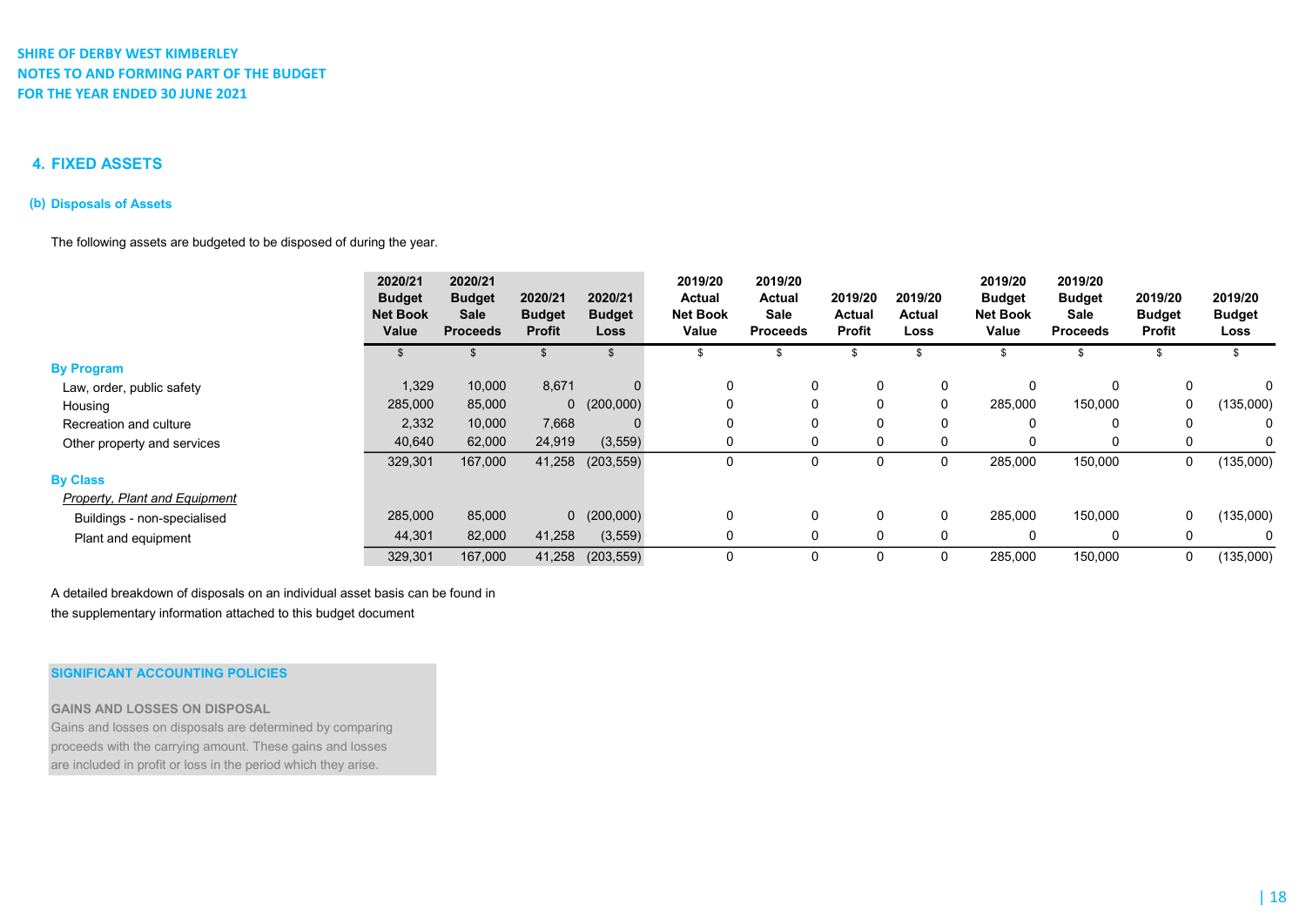SHIRE OF DERBY WEST KIMBERLEY
NOTES TO AND FORMING PART OF THE BUDGET
FOR THE YEAR ENDED 30 JUNE 2021

## 4. FIXED ASSETS

### (b) Disposals of Assets

The following assets are budgeted to be disposed of during the year.

| | 2020/21 Budget Net Book Value | 2020/21 Budget Sale Proceeds | 2020/21 Budget Profit | 2020/21 Budget Loss | 2019/20 Actual Net Book Value | 2019/20 Actual Sale Proceeds | 2019/20 Actual Profit | 2019/20 Actual Loss | 2019/20 Budget Net Book Value | 2019/20 Budget Sale Proceeds | 2019/20 Budget Profit | 2019/20 Budget Loss |
|---|---|---|---|---|---|---|---|---|---|---|---|---|
| | $ | $ | $ | $ | $ | $ | $ | $ | $ | $ | $ | $ |
| **By Program** | | | | | | | | | | | | |
| Law, order, public safety | 1,329 | 10,000 | 8,671 | 0 | 0 | 0 | 0 | 0 | 0 | 0 | 0 | 0 |
| Housing | 285,000 | 85,000 | 0 | (200,000) | 0 | 0 | 0 | 0 | 285,000 | 150,000 | 0 | (135,000) |
| Recreation and culture | 2,332 | 10,000 | 7,668 | 0 | 0 | 0 | 0 | 0 | 0 | 0 | 0 | 0 |
| Other property and services | 40,640 | 62,000 | 24,919 | (3,559) | 0 | 0 | 0 | 0 | 0 | 0 | 0 | 0 |
| | 329,301 | 167,000 | 41,258 | (203,559) | 0 | 0 | 0 | 0 | 285,000 | 150,000 | 0 | (135,000) |
| **By Class** | | | | | | | | | | | | |
| *Property, Plant and Equipment* | | | | | | | | | | | | |
| Buildings - non-specialised | 285,000 | 85,000 | 0 | (200,000) | 0 | 0 | 0 | 0 | 285,000 | 150,000 | 0 | (135,000) |
| Plant and equipment | 44,301 | 82,000 | 41,258 | (3,559) | 0 | 0 | 0 | 0 | 0 | 0 | 0 | 0 |
| | 329,301 | 167,000 | 41,258 | (203,559) | 0 | 0 | 0 | 0 | 285,000 | 150,000 | 0 | (135,000) |

A detailed breakdown of disposals on an individual asset basis can be found in the supplementary information attached to this budget document

**SIGNIFICANT ACCOUNTING POLICIES**

**GAINS AND LOSSES ON DISPOSAL**
Gains and losses on disposals are determined by comparing proceeds with the carrying amount. These gains and losses are included in profit or loss in the period which they arise.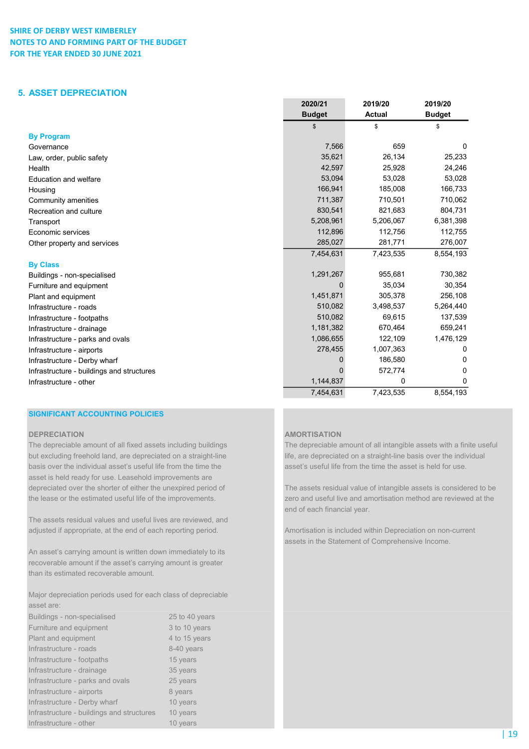SHIRE OF DERBY WEST KIMBERLEY
NOTES TO AND FORMING PART OF THE BUDGET
FOR THE YEAR ENDED 30 JUNE 2021

## 5. ASSET DEPRECIATION

| | 2020/21 Budget | 2019/20 Actual | 2019/20 Budget |
|---|---|---|---|
| | $ | $ | $ |
| **By Program** | | | |
| Governance | 7,566 | 659 | 0 |
| Law, order, public safety | 35,621 | 26,134 | 25,233 |
| Health | 42,597 | 25,928 | 24,246 |
| Education and welfare | 53,094 | 53,028 | 53,028 |
| Housing | 166,941 | 185,008 | 166,733 |
| Community amenities | 711,387 | 710,501 | 710,062 |
| Recreation and culture | 830,541 | 821,683 | 804,731 |
| Transport | 5,208,961 | 5,206,067 | 6,381,398 |
| Economic services | 112,896 | 112,756 | 112,755 |
| Other property and services | 285,027 | 281,771 | 276,007 |
| | 7,454,631 | 7,423,535 | 8,554,193 |
| **By Class** | | | |
| Buildings - non-specialised | 1,291,267 | 955,681 | 730,382 |
| Furniture and equipment | 0 | 35,034 | 30,354 |
| Plant and equipment | 1,451,871 | 305,378 | 256,108 |
| Infrastructure - roads | 510,082 | 3,498,537 | 5,264,440 |
| Infrastructure - footpaths | 510,082 | 69,615 | 137,539 |
| Infrastructure - drainage | 1,181,382 | 670,464 | 659,241 |
| Infrastructure - parks and ovals | 1,086,655 | 122,109 | 1,476,129 |
| Infrastructure - airports | 278,455 | 1,007,363 | 0 |
| Infrastructure - Derby wharf | 0 | 186,580 | 0 |
| Infrastructure - buildings and structures | 0 | 572,774 | 0 |
| Infrastructure - other | 1,144,837 | 0 | 0 |
| | 7,454,631 | 7,423,535 | 8,554,193 |

### SIGNIFICANT ACCOUNTING POLICIES

**DEPRECIATION**

The depreciable amount of all fixed assets including buildings but excluding freehold land, are depreciated on a straight-line basis over the individual asset's useful life from the time the asset is held ready for use. Leasehold improvements are depreciated over the shorter of either the unexpired period of the lease or the estimated useful life of the improvements.

The assets residual values and useful lives are reviewed, and adjusted if appropriate, at the end of each reporting period.

An asset's carrying amount is written down immediately to its recoverable amount if the asset's carrying amount is greater than its estimated recoverable amount.

Major depreciation periods used for each class of depreciable asset are:

| | |
|---|---|
| Buildings - non-specialised | 25 to 40 years |
| Furniture and equipment | 3 to 10 years |
| Plant and equipment | 4 to 15 years |
| Infrastructure - roads | 8-40 years |
| Infrastructure - footpaths | 15 years |
| Infrastructure - drainage | 35 years |
| Infrastructure - parks and ovals | 25 years |
| Infrastructure - airports | 8 years |
| Infrastructure - Derby wharf | 10 years |
| Infrastructure - buildings and structures | 10 years |
| Infrastructure - other | 10 years |

**AMORTISATION**

The depreciable amount of all intangible assets with a finite useful life, are depreciated on a straight-line basis over the individual asset's useful life from the time the asset is held for use.

The assets residual value of intangible assets is considered to be zero and useful live and amortisation method are reviewed at the end of each financial year.

Amortisation is included within Depreciation on non-current assets in the Statement of Comprehensive Income.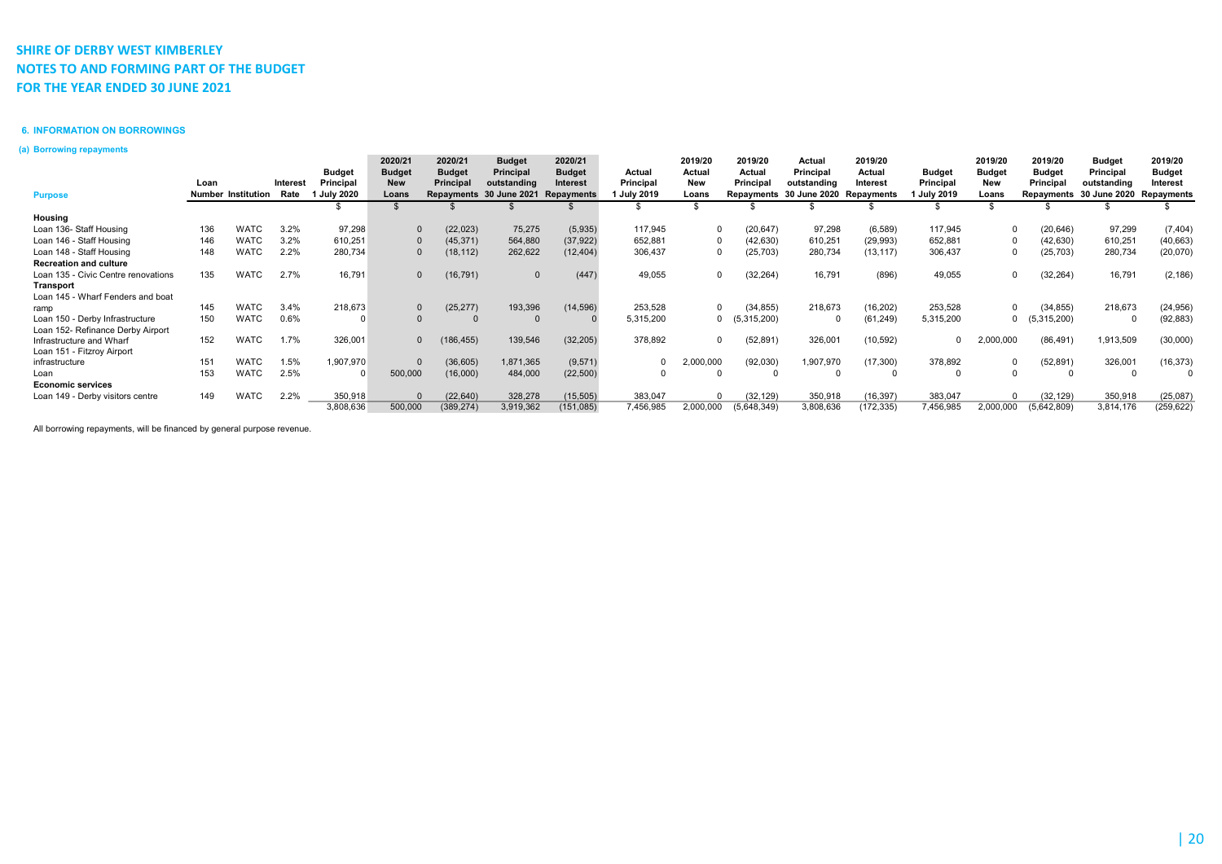# SHIRE OF DERBY WEST KIMBERLEY
## NOTES TO AND FORMING PART OF THE BUDGET
## FOR THE YEAR ENDED 30 JUNE 2021

### 6. INFORMATION ON BORROWINGS

#### (a) Borrowing repayments

| Purpose | Loan Number | Institution | Interest Rate | Budget Principal 1 July 2020 | 2020/21 Budget New Loans | 2020/21 Budget Principal Repayments | Budget Principal outstanding 30 June 2021 | 2020/21 Budget Interest Repayments | Actual Principal 1 July 2019 | 2019/20 Actual New Loans | 2019/20 Actual Principal Repayments | Actual Principal outstanding 30 June 2020 | 2019/20 Actual Interest Repayments | Budget Principal 1 July 2019 | 2019/20 Budget New Loans | 2019/20 Budget Principal Repayments | Budget Principal outstanding 30 June 2020 | 2019/20 Budget Interest Repayments |
|---|---|---|---|---|---|---|---|---|---|---|---|---|---|---|---|---|---|---|
| | | | | $ | $ | $ | $ | $ | $ | $ | $ | $ | $ | $ | $ | $ | $ | $ |
| **Housing** | | | | | | | | | | | | | | | | | | |
| Loan 136- Staff Housing | 136 | WATC | 3.2% | 97,298 | 0 | (22,023) | 75,275 | (5,935) | 117,945 | 0 | (20,647) | 97,298 | (6,589) | 117,945 | 0 | (20,646) | 97,299 | (7,404) |
| Loan 146 - Staff Housing | 146 | WATC | 3.2% | 610,251 | 0 | (45,371) | 564,880 | (37,922) | 652,881 | 0 | (42,630) | 610,251 | (29,993) | 652,881 | 0 | (42,630) | 610,251 | (40,663) |
| Loan 148 - Staff Housing | 148 | WATC | 2.2% | 280,734 | 0 | (18,112) | 262,622 | (12,404) | 306,437 | 0 | (25,703) | 280,734 | (13,117) | 306,437 | 0 | (25,703) | 280,734 | (20,070) |
| **Recreation and culture** | | | | | | | | | | | | | | | | | | |
| Loan 135 - Civic Centre renovations | 135 | WATC | 2.7% | 16,791 | 0 | (16,791) | 0 | (447) | 49,055 | 0 | (32,264) | 16,791 | (896) | 49,055 | 0 | (32,264) | 16,791 | (2,186) |
| **Transport** | | | | | | | | | | | | | | | | | | |
| Loan 145 - Wharf Fenders and boat ramp | 145 | WATC | 3.4% | 218,673 | 0 | (25,277) | 193,396 | (14,596) | 253,528 | 0 | (34,855) | 218,673 | (16,202) | 253,528 | 0 | (34,855) | 218,673 | (24,956) |
| Loan 150 - Derby Infrastructure | 150 | WATC | 0.6% | 0 | 0 | 0 | 0 | 0 | 5,315,200 | 0 | (5,315,200) | 0 | (61,249) | 5,315,200 | 0 | (5,315,200) | 0 | (92,883) |
| Loan 152- Refinance Derby Airport Infrastructure and Wharf | 152 | WATC | 1.7% | 326,001 | 0 | (186,455) | 139,546 | (32,205) | 378,892 | 0 | (52,891) | 326,001 | (10,592) | 0 | 2,000,000 | (86,491) | 1,913,509 | (30,000) |
| Loan 151 - Fitzroy Airport infrastructure | 151 | WATC | 1.5% | 1,907,970 | 0 | (36,605) | 1,871,365 | (9,571) | 0 | 2,000,000 | (92,030) | 1,907,970 | (17,300) | 378,892 | 0 | (52,891) | 326,001 | (16,373) |
| Loan | 153 | WATC | 2.5% | 0 | 500,000 | (16,000) | 484,000 | (22,500) | 0 | 0 | 0 | 0 | 0 | 0 | 0 | 0 | 0 | 0 |
| **Economic services** | | | | | | | | | | | | | | | | | | |
| Loan 149 - Derby visitors centre | 149 | WATC | 2.2% | 350,918 | 0 | (22,640) | 328,278 | (15,505) | 383,047 | 0 | (32,129) | 350,918 | (16,397) | 383,047 | 0 | (32,129) | 350,918 | (25,087) |
| | | | | 3,808,636 | 500,000 | (389,274) | 3,919,362 | (151,085) | 7,456,985 | 2,000,000 | (5,648,349) | 3,808,636 | (172,335) | 7,456,985 | 2,000,000 | (5,642,809) | 3,814,176 | (259,622) |

All borrowing repayments, will be financed by general purpose revenue.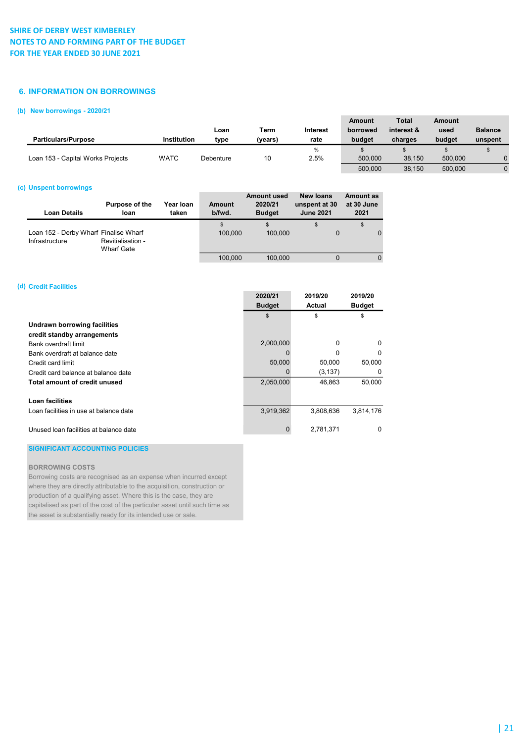## 6. INFORMATION ON BORROWINGS

### (b) New borrowings - 2020/21

| Particulars/Purpose | Institution | Loan type | Term (years) | Interest rate | Amount borrowed budget | Total interest & charges | Amount used budget | Balance unspent |
|---|---|---|---|---|---|---|---|---|
| | | | | % | $ | $ | $ | $ |
| Loan 153 - Capital Works Projects | WATC | Debenture | 10 | 2.5% | 500,000 | 38,150 | 500,000 | 0 |
| | | | | | 500,000 | 38,150 | 500,000 | 0 |

### (c) Unspent borrowings

| Loan Details | Purpose of the loan | Year loan taken | Amount b/fwd. | Amount used 2020/21 Budget | New loans unspent at 30 June 2021 | Amount as at 30 June 2021 |
|---|---|---|---|---|---|---|
| | | | $ | $ | $ | $ |
| Loan 152 - Derby Wharf Infrastructure | Finalise Wharf Revitialisation - Wharf Gate | | 100,000 | 100,000 | 0 | 0 |
| | | | 100,000 | 100,000 | 0 | 0 |

### (d) Credit Facilities

| | 2020/21 Budget | 2019/20 Actual | 2019/20 Budget |
|---|---|---|---|
| | $ | $ | $ |
| **Undrawn borrowing facilities** | | | |
| **credit standby arrangements** | | | |
| Bank overdraft limit | 2,000,000 | 0 | 0 |
| Bank overdraft at balance date | 0 | 0 | 0 |
| Credit card limit | 50,000 | 50,000 | 50,000 |
| Credit card balance at balance date | 0 | (3,137) | 0 |
| **Total amount of credit unused** | 2,050,000 | 46,863 | 50,000 |
| | | | |
| **Loan facilities** | | | |
| Loan facilities in use at balance date | 3,919,362 | 3,808,636 | 3,814,176 |
| | | | |
| Unused loan facilities at balance date | 0 | 2,781,371 | 0 |

**SIGNIFICANT ACCOUNTING POLICIES**

**BORROWING COSTS**

Borrowing costs are recognised as an expense when incurred except where they are directly attributable to the acquisition, construction or production of a qualifying asset. Where this is the case, they are capitalised as part of the cost of the particular asset until such time as the asset is substantially ready for its intended use or sale.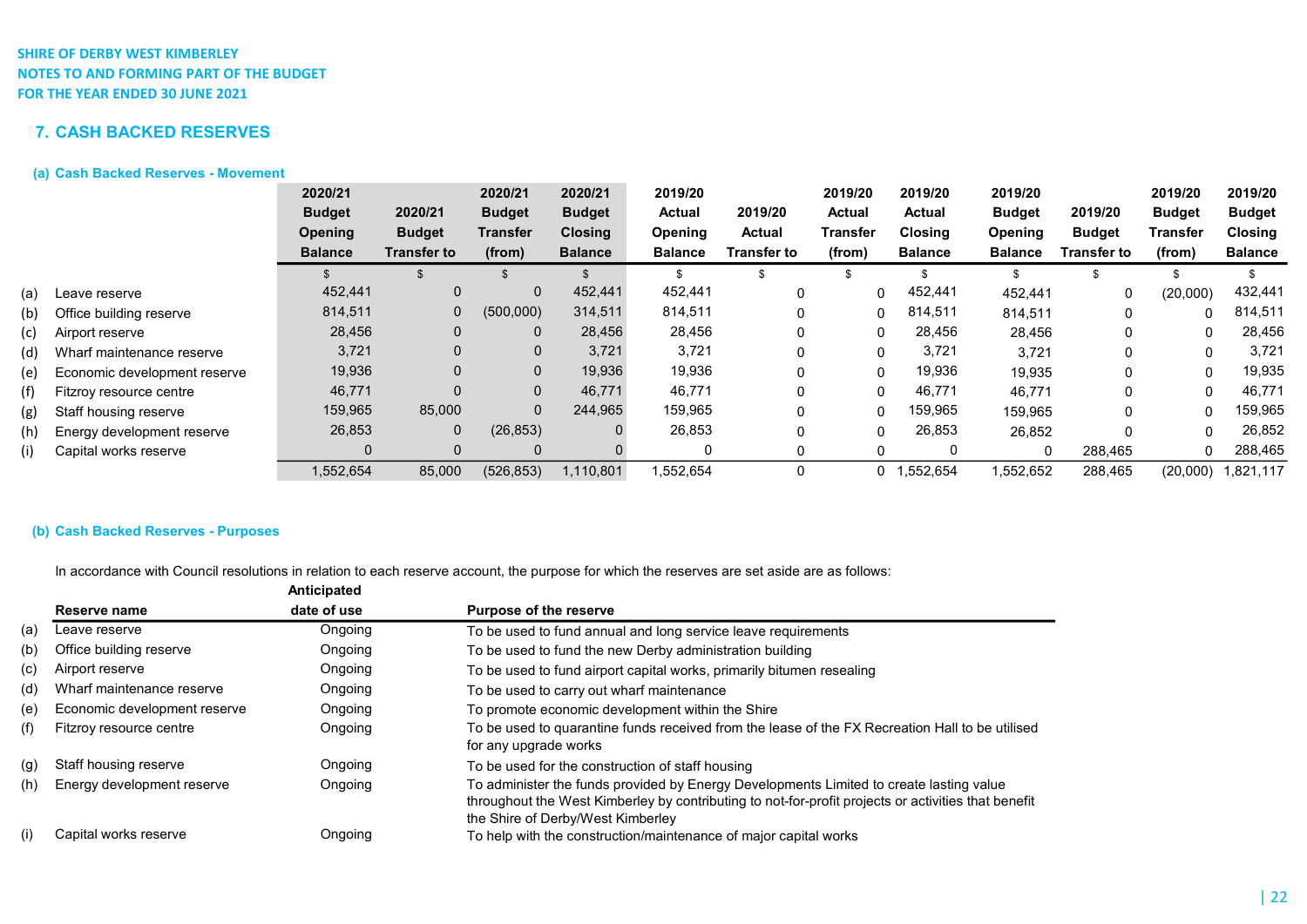SHIRE OF DERBY WEST KIMBERLEY
NOTES TO AND FORMING PART OF THE BUDGET
FOR THE YEAR ENDED 30 JUNE 2021

## 7. CASH BACKED RESERVES

### (a) Cash Backed Reserves - Movement

| | | 2020/21 Budget Opening Balance | 2020/21 Budget Transfer to | 2020/21 Budget Transfer (from) | 2020/21 Budget Closing Balance | 2019/20 Actual Opening Balance | 2019/20 Actual Transfer to | 2019/20 Actual Transfer (from) | 2019/20 Actual Closing Balance | 2019/20 Budget Opening Balance | 2019/20 Budget Transfer to | 2019/20 Budget Transfer (from) | 2019/20 Budget Closing Balance |
|---|---|---|---|---|---|---|---|---|---|---|---|---|---|
| | | $ | $ | $ | $ | $ | $ | $ | $ | $ | $ | $ | $ |
| (a) | Leave reserve | 452,441 | 0 | 0 | 452,441 | 452,441 | 0 | 0 | 452,441 | 452,441 | 0 | (20,000) | 432,441 |
| (b) | Office building reserve | 814,511 | 0 | (500,000) | 314,511 | 814,511 | 0 | 0 | 814,511 | 814,511 | 0 | 0 | 814,511 |
| (c) | Airport reserve | 28,456 | 0 | 0 | 28,456 | 28,456 | 0 | 0 | 28,456 | 28,456 | 0 | 0 | 28,456 |
| (d) | Wharf maintenance reserve | 3,721 | 0 | 0 | 3,721 | 3,721 | 0 | 0 | 3,721 | 3,721 | 0 | 0 | 3,721 |
| (e) | Economic development reserve | 19,936 | 0 | 0 | 19,936 | 19,936 | 0 | 0 | 19,936 | 19,935 | 0 | 0 | 19,935 |
| (f) | Fitzroy resource centre | 46,771 | 0 | 0 | 46,771 | 46,771 | 0 | 0 | 46,771 | 46,771 | 0 | 0 | 46,771 |
| (g) | Staff housing reserve | 159,965 | 85,000 | 0 | 244,965 | 159,965 | 0 | 0 | 159,965 | 159,965 | 0 | 0 | 159,965 |
| (h) | Energy development reserve | 26,853 | 0 | (26,853) | 0 | 26,853 | 0 | 0 | 26,853 | 26,852 | 0 | 0 | 26,852 |
| (i) | Capital works reserve | 0 | 0 | 0 | 0 | 0 | 0 | 0 | 0 | 0 | 288,465 | 0 | 288,465 |
| | | 1,552,654 | 85,000 | (526,853) | 1,110,801 | 1,552,654 | 0 | 0 | 1,552,654 | 1,552,652 | 288,465 | (20,000) | 1,821,117 |

### (b) Cash Backed Reserves - Purposes

In accordance with Council resolutions in relation to each reserve account, the purpose for which the reserves are set aside are as follows:

| | Reserve name | Anticipated date of use | Purpose of the reserve |
|---|---|---|---|
| (a) | Leave reserve | Ongoing | To be used to fund annual and long service leave requirements |
| (b) | Office building reserve | Ongoing | To be used to fund the new Derby administration building |
| (c) | Airport reserve | Ongoing | To be used to fund airport capital works, primarily bitumen resealing |
| (d) | Wharf maintenance reserve | Ongoing | To be used to carry out wharf maintenance |
| (e) | Economic development reserve | Ongoing | To promote economic development within the Shire |
| (f) | Fitzroy resource centre | Ongoing | To be used to quarantine funds received from the lease of the FX Recreation Hall to be utilised for any upgrade works |
| (g) | Staff housing reserve | Ongoing | To be used for the construction of staff housing |
| (h) | Energy development reserve | Ongoing | To administer the funds provided by Energy Developments Limited to create lasting value throughout the West Kimberley by contributing to not-for-profit projects or activities that benefit the Shire of Derby/West Kimberley |
| (i) | Capital works reserve | Ongoing | To help with the construction/maintenance of major capital works |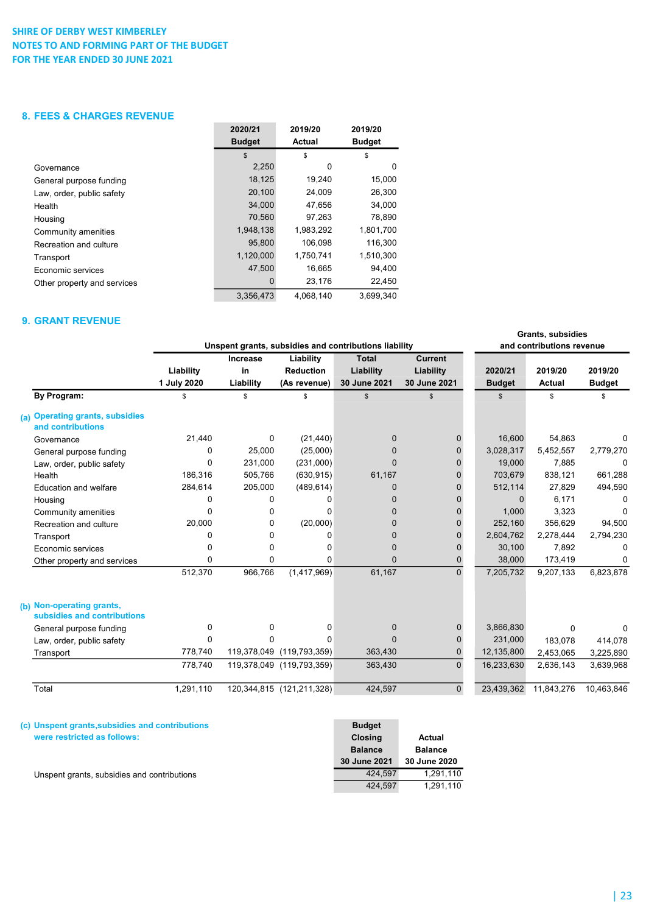SHIRE OF DERBY WEST KIMBERLEY
NOTES TO AND FORMING PART OF THE BUDGET
FOR THE YEAR ENDED 30 JUNE 2021

## 8. FEES & CHARGES REVENUE

| | 2020/21 Budget | 2019/20 Actual | 2019/20 Budget |
|---|---|---|---|
| | $ | $ | $ |
| Governance | 2,250 | 0 | 0 |
| General purpose funding | 18,125 | 19,240 | 15,000 |
| Law, order, public safety | 20,100 | 24,009 | 26,300 |
| Health | 34,000 | 47,656 | 34,000 |
| Housing | 70,560 | 97,263 | 78,890 |
| Community amenities | 1,948,138 | 1,983,292 | 1,801,700 |
| Recreation and culture | 95,800 | 106,098 | 116,300 |
| Transport | 1,120,000 | 1,750,741 | 1,510,300 |
| Economic services | 47,500 | 16,665 | 94,400 |
| Other property and services | 0 | 23,176 | 22,450 |
| | 3,356,473 | 4,068,140 | 3,699,340 |

## 9. GRANT REVENUE

| | Unspent grants, subsidies and contributions liability | | | | | Grants, subsidies and contributions revenue | | |
|---|---|---|---|---|---|---|---|---|
| | Liability 1 July 2020 | Increase in Liability | Liability Reduction (As revenue) | Total Liability 30 June 2021 | Current Liability 30 June 2021 | 2020/21 Budget | 2019/20 Actual | 2019/20 Budget |
| **By Program:** | $ | $ | $ | $ | $ | $ | $ | $ |
| **(a) Operating grants, subsidies and contributions** | | | | | | | | |
| Governance | 21,440 | 0 | (21,440) | 0 | 0 | 16,600 | 54,863 | 0 |
| General purpose funding | 0 | 25,000 | (25,000) | 0 | 0 | 3,028,317 | 5,452,557 | 2,779,270 |
| Law, order, public safety | 0 | 231,000 | (231,000) | 0 | 0 | 19,000 | 7,885 | 0 |
| Health | 186,316 | 505,766 | (630,915) | 61,167 | 0 | 703,679 | 838,121 | 661,288 |
| Education and welfare | 284,614 | 205,000 | (489,614) | 0 | 0 | 512,114 | 27,829 | 494,590 |
| Housing | 0 | 0 | 0 | 0 | 0 | 0 | 6,171 | 0 |
| Community amenities | 0 | 0 | 0 | 0 | 0 | 1,000 | 3,323 | 0 |
| Recreation and culture | 20,000 | 0 | (20,000) | 0 | 0 | 252,160 | 356,629 | 94,500 |
| Transport | 0 | 0 | 0 | 0 | 0 | 2,604,762 | 2,278,444 | 2,794,230 |
| Economic services | 0 | 0 | 0 | 0 | 0 | 30,100 | 7,892 | 0 |
| Other property and services | 0 | 0 | 0 | 0 | 0 | 38,000 | 173,419 | 0 |
| | 512,370 | 966,766 | (1,417,969) | 61,167 | 0 | 7,205,732 | 9,207,133 | 6,823,878 |
| **(b) Non-operating grants, subsidies and contributions** | | | | | | | | |
| General purpose funding | 0 | 0 | 0 | 0 | 0 | 3,866,830 | 0 | 0 |
| Law, order, public safety | 0 | 0 | 0 | 0 | 0 | 231,000 | 183,078 | 414,078 |
| Transport | 778,740 | 119,378,049 | (119,793,359) | 363,430 | 0 | 12,135,800 | 2,453,065 | 3,225,890 |
| | 778,740 | 119,378,049 | (119,793,359) | 363,430 | 0 | 16,233,630 | 2,636,143 | 3,639,968 |
| Total | 1,291,110 | 120,344,815 | (121,211,328) | 424,597 | 0 | 23,439,362 | 11,843,276 | 10,463,846 |

**(c) Unspent grants,subsidies and contributions were restricted as follows:**

| | Budget Closing Balance 30 June 2021 | Actual Balance 30 June 2020 |
|---|---|---|
| Unspent grants, subsidies and contributions | 424,597 | 1,291,110 |
| | 424,597 | 1,291,110 |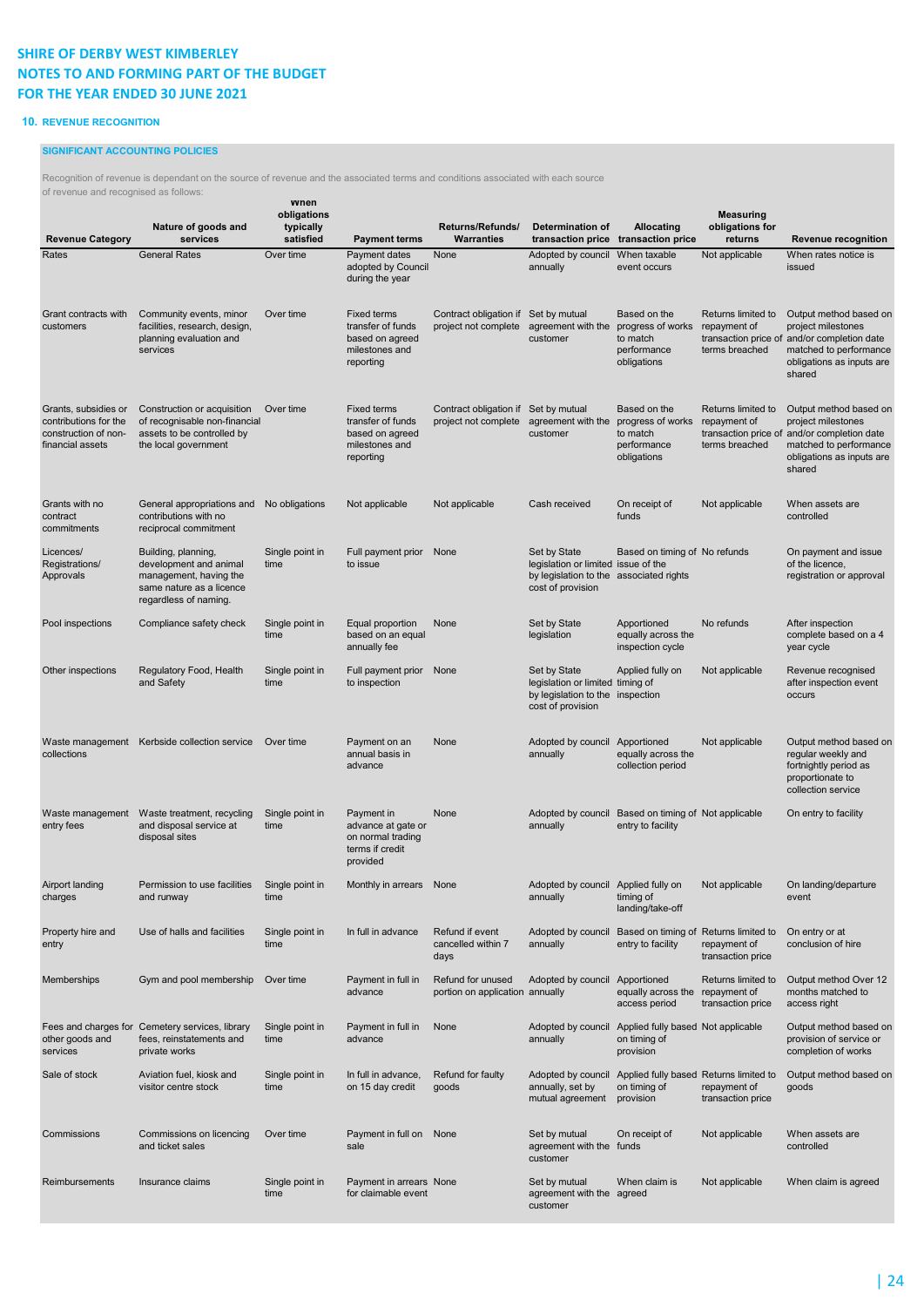# SHIRE OF DERBY WEST KIMBERLEY
# NOTES TO AND FORMING PART OF THE BUDGET
# FOR THE YEAR ENDED 30 JUNE 2021

## 10. REVENUE RECOGNITION

### SIGNIFICANT ACCOUNTING POLICIES

Recognition of revenue is dependant on the source of revenue and the associated terms and conditions associated with each source of revenue and recognised as follows:

| Revenue Category | Nature of goods and services | When obligations typically satisfied | Payment terms | Returns/Refunds/ Warranties | Determination of transaction price | Allocating transaction price | Measuring obligations for returns | Revenue recognition |
|---|---|---|---|---|---|---|---|---|
| Rates | General Rates | Over time | Payment dates adopted by Council during the year | None | Adopted by council annually | When taxable event occurs | Not applicable | When rates notice is issued |
| Grant contracts with customers | Community events, minor facilities, research, design, planning evaluation and services | Over time | Fixed terms transfer of funds based on agreed milestones and reporting | Contract obligation if project not complete | Set by mutual agreement with the customer | Based on the progress of works to match performance obligations | Returns limited to repayment of transaction price of terms breached | Output method based on project milestones and/or completion date matched to performance obligations as inputs are shared |
| Grants, subsidies or contributions for the construction of non-financial assets | Construction or acquisition of recognisable non-financial assets to be controlled by the local government | Over time | Fixed terms transfer of funds based on agreed milestones and reporting | Contract obligation if project not complete | Set by mutual agreement with the customer | Based on the progress of works to match performance obligations | Returns limited to repayment of transaction price of terms breached | Output method based on project milestones and/or completion date matched to performance obligations as inputs are shared |
| Grants with no contract commitments | General appropriations and contributions with no reciprocal commitment | No obligations | Not applicable | Not applicable | Cash received | On receipt of funds | Not applicable | When assets are controlled |
| Licences/ Registrations/ Approvals | Building, planning, development and animal management, having the same nature as a licence regardless of naming. | Single point in time | Full payment prior to issue | None | Set by State legislation or limited by legislation to the cost of provision | Based on timing of issue of the associated rights | No refunds | On payment and issue of the licence, registration or approval |
| Pool inspections | Compliance safety check | Single point in time | Equal proportion based on an equal annually fee | None | Set by State legislation | Apportioned equally across the inspection cycle | No refunds | After inspection complete based on a 4 year cycle |
| Other inspections | Regulatory Food, Health and Safety | Single point in time | Full payment prior to inspection | None | Set by State legislation or limited by legislation to the cost of provision | Applied fully on timing of inspection | Not applicable | Revenue recognised after inspection event occurs |
| Waste management collections | Kerbside collection service | Over time | Payment on an annual basis in advance | None | Adopted by council annually | Apportioned equally across the collection period | Not applicable | Output method based on regular weekly and fortnightly period as proportionate to collection service |
| Waste management entry fees | Waste treatment, recycling and disposal service at disposal sites | Single point in time | Payment in advance at gate or on normal trading terms if credit provided | None | Adopted by council annually | Based on timing of entry to facility | Not applicable | On entry to facility |
| Airport landing charges | Permission to use facilities and runway | Single point in time | Monthly in arrears | None | Adopted by council annually | Applied fully on timing of landing/take-off | Not applicable | On landing/departure event |
| Property hire and entry | Use of halls and facilities | Single point in time | In full in advance | Refund if event cancelled within 7 days | Adopted by council annually | Based on timing of entry to facility | Returns limited to repayment of transaction price | On entry or at conclusion of hire |
| Memberships | Gym and pool membership | Over time | Payment in full in advance | Refund for unused portion on application | Adopted by council annually | Apportioned equally across the access period | Returns limited to repayment of transaction price | Output method Over 12 months matched to access right |
| Fees and charges for other goods and services | Cemetery services, library fees, reinstatements and private works | Single point in time | Payment in full in advance | None | Adopted by council annually | Applied fully based on timing of provision | Not applicable | Output method based on provision of service or completion of works |
| Sale of stock | Aviation fuel, kiosk and visitor centre stock | Single point in time | In full in advance, on 15 day credit | Refund for faulty goods | Adopted by council annually, set by mutual agreement | Applied fully based on timing of provision | Returns limited to repayment of transaction price | Output method based on goods |
| Commissions | Commissions on licencing and ticket sales | Over time | Payment in full on sale | None | Set by mutual agreement with the customer | On receipt of funds | Not applicable | When assets are controlled |
| Reimbursements | Insurance claims | Single point in time | Payment in arrears for claimable event | None | Set by mutual agreement with the customer | When claim is agreed | Not applicable | When claim is agreed |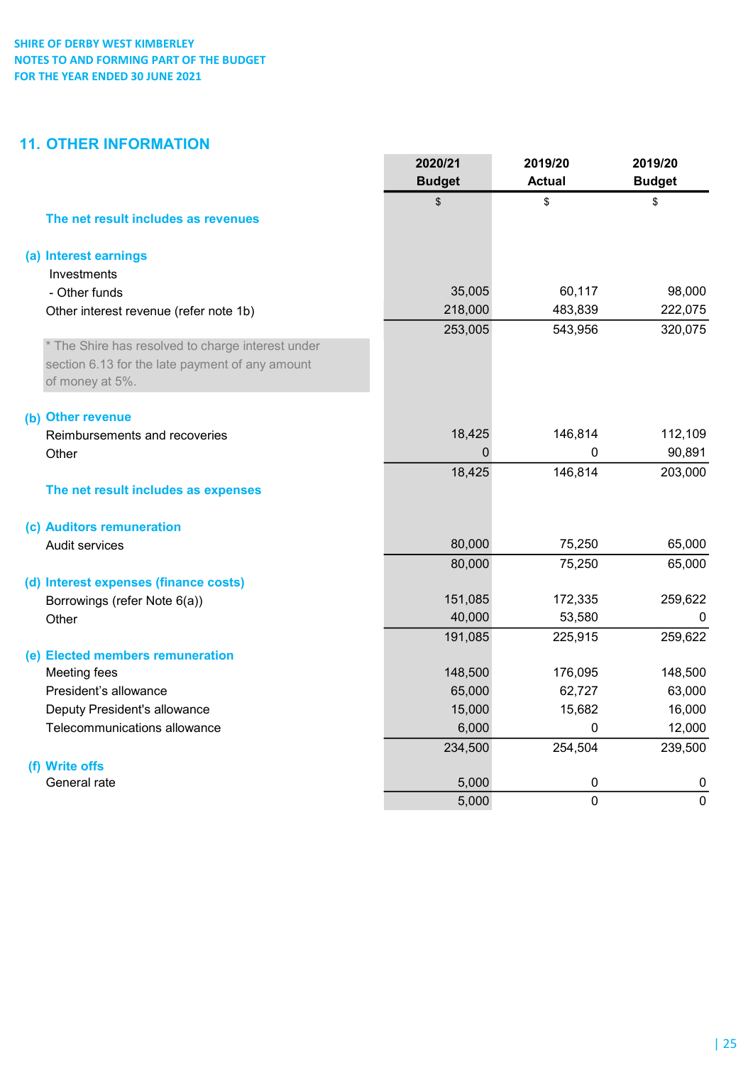## 11. OTHER INFORMATION

| | 2020/21 Budget | 2019/20 Actual | 2019/20 Budget |
|---|---|---|---|
| | $ | $ | $ |
| **The net result includes as revenues** | | | |
| **(a) Interest earnings** | | | |
| Investments | | | |
| - Other funds | 35,005 | 60,117 | 98,000 |
| Other interest revenue (refer note 1b) | 218,000 | 483,839 | 222,075 |
| | 253,005 | 543,956 | 320,075 |
| * The Shire has resolved to charge interest under section 6.13 for the late payment of any amount of money at 5%. | | | |
| **(b) Other revenue** | | | |
| Reimbursements and recoveries | 18,425 | 146,814 | 112,109 |
| Other | 0 | 0 | 90,891 |
| | 18,425 | 146,814 | 203,000 |
| **The net result includes as expenses** | | | |
| **(c) Auditors remuneration** | | | |
| Audit services | 80,000 | 75,250 | 65,000 |
| | 80,000 | 75,250 | 65,000 |
| **(d) Interest expenses (finance costs)** | | | |
| Borrowings (refer Note 6(a)) | 151,085 | 172,335 | 259,622 |
| Other | 40,000 | 53,580 | 0 |
| | 191,085 | 225,915 | 259,622 |
| **(e) Elected members remuneration** | | | |
| Meeting fees | 148,500 | 176,095 | 148,500 |
| President's allowance | 65,000 | 62,727 | 63,000 |
| Deputy President's allowance | 15,000 | 15,682 | 16,000 |
| Telecommunications allowance | 6,000 | 0 | 12,000 |
| | 234,500 | 254,504 | 239,500 |
| **(f) Write offs** | | | |
| General rate | 5,000 | 0 | 0 |
| | 5,000 | 0 | 0 |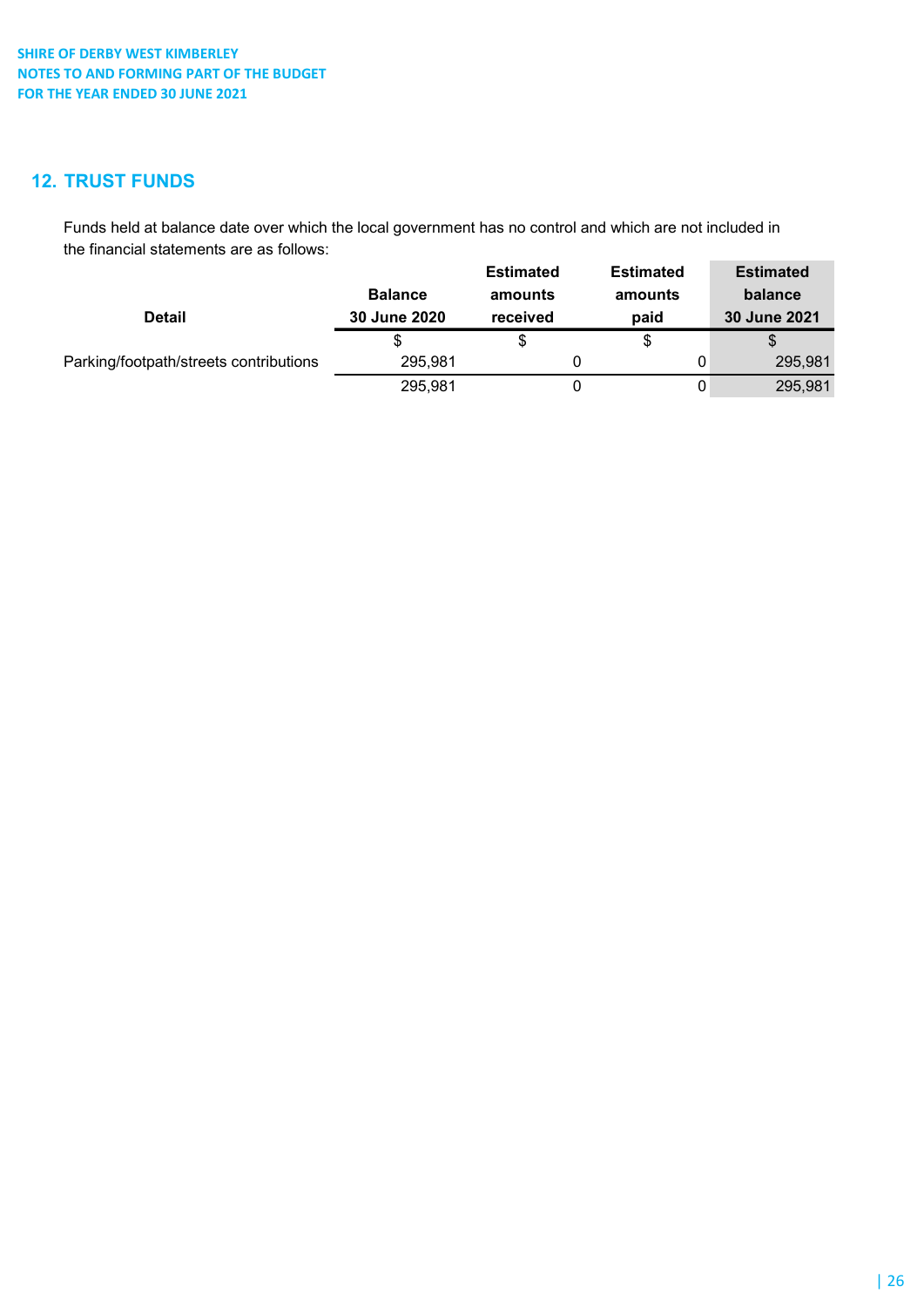## 12. TRUST FUNDS

Funds held at balance date over which the local government has no control and which are not included in the financial statements are as follows:

| Detail | Balance 30 June 2020 | Estimated amounts received | Estimated amounts paid | Estimated balance 30 June 2021 |
|---|---|---|---|---|
| | $ | $ | $ | $ |
| Parking/footpath/streets contributions | 295,981 | 0 | 0 | 295,981 |
| | 295,981 | 0 | 0 | 295,981 |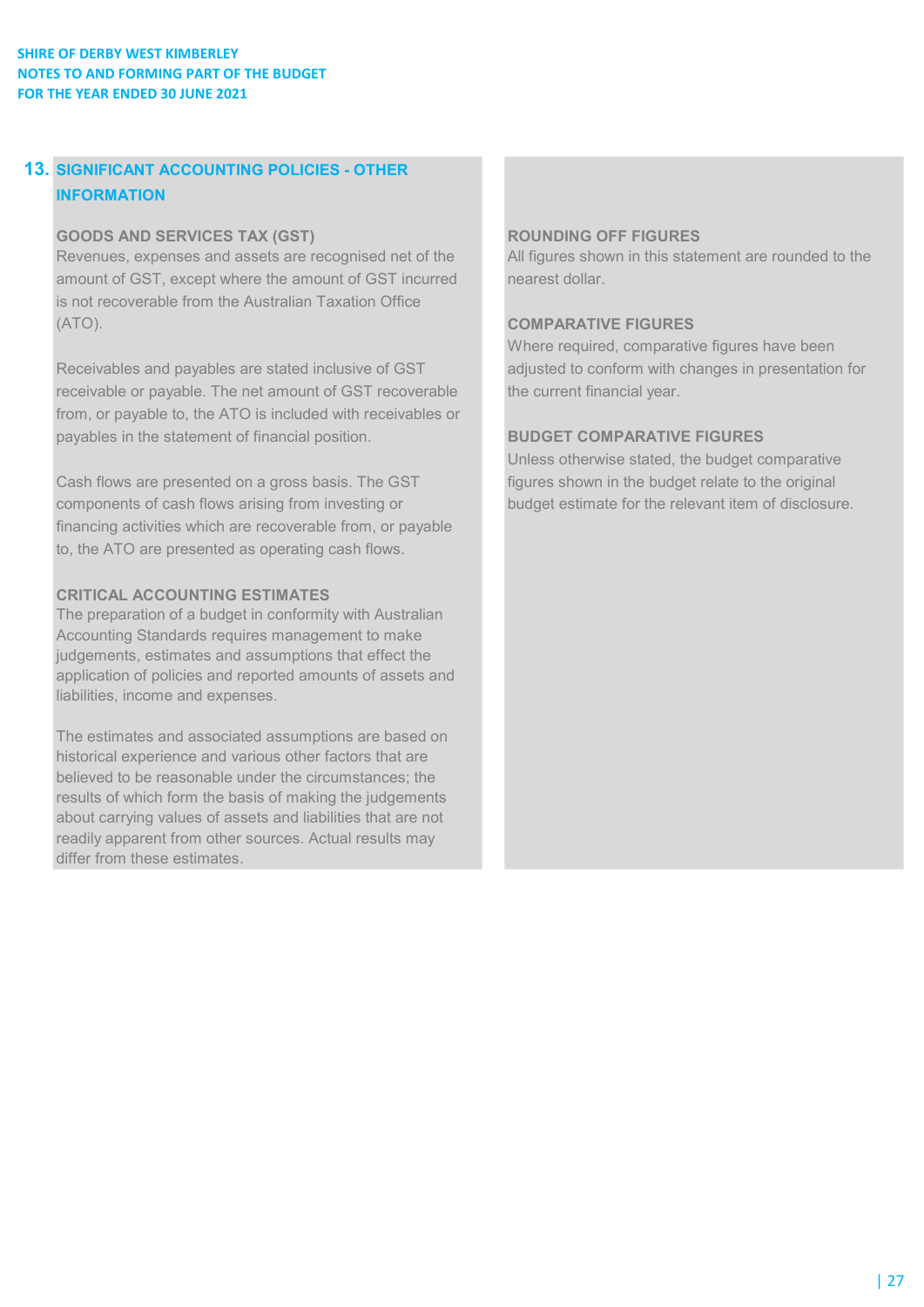## 13. SIGNIFICANT ACCOUNTING POLICIES - OTHER INFORMATION

### GOODS AND SERVICES TAX (GST)

Revenues, expenses and assets are recognised net of the amount of GST, except where the amount of GST incurred is not recoverable from the Australian Taxation Office (ATO).

Receivables and payables are stated inclusive of GST receivable or payable. The net amount of GST recoverable from, or payable to, the ATO is included with receivables or payables in the statement of financial position.

Cash flows are presented on a gross basis. The GST components of cash flows arising from investing or financing activities which are recoverable from, or payable to, the ATO are presented as operating cash flows.

### CRITICAL ACCOUNTING ESTIMATES

The preparation of a budget in conformity with Australian Accounting Standards requires management to make judgements, estimates and assumptions that effect the application of policies and reported amounts of assets and liabilities, income and expenses.

The estimates and associated assumptions are based on historical experience and various other factors that are believed to be reasonable under the circumstances; the results of which form the basis of making the judgements about carrying values of assets and liabilities that are not readily apparent from other sources. Actual results may differ from these estimates.

### ROUNDING OFF FIGURES

All figures shown in this statement are rounded to the nearest dollar.

### COMPARATIVE FIGURES

Where required, comparative figures have been adjusted to conform with changes in presentation for the current financial year.

### BUDGET COMPARATIVE FIGURES

Unless otherwise stated, the budget comparative figures shown in the budget relate to the original budget estimate for the relevant item of disclosure.